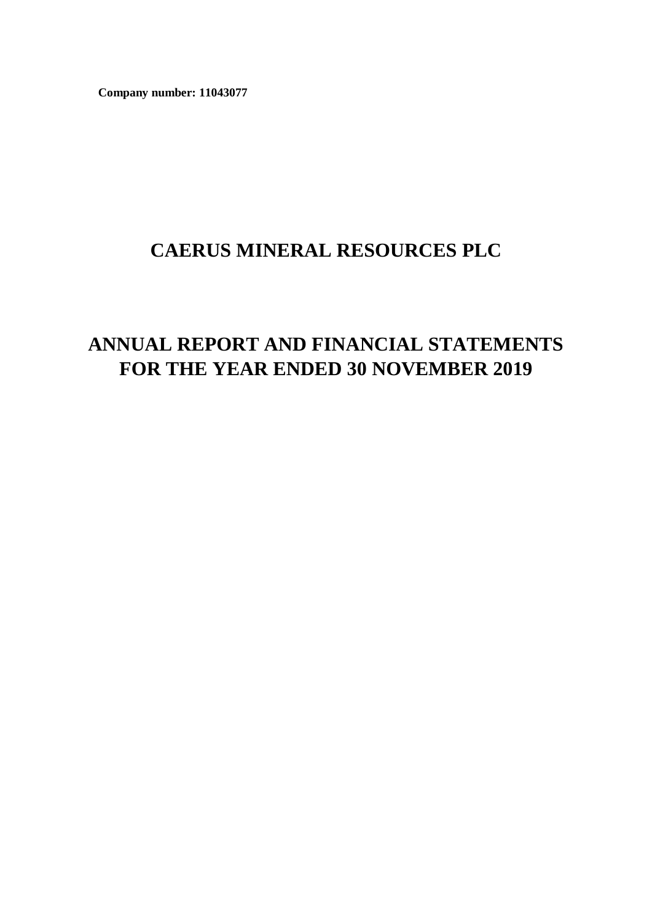**Company number: 11043077**

# CAERUS MINERAL RESOURCES PLC

# ANNUAL REPORT AND FINANCIAL STATEMENTS FOR THE YEAR ENDED 30 NOVEMBER 2019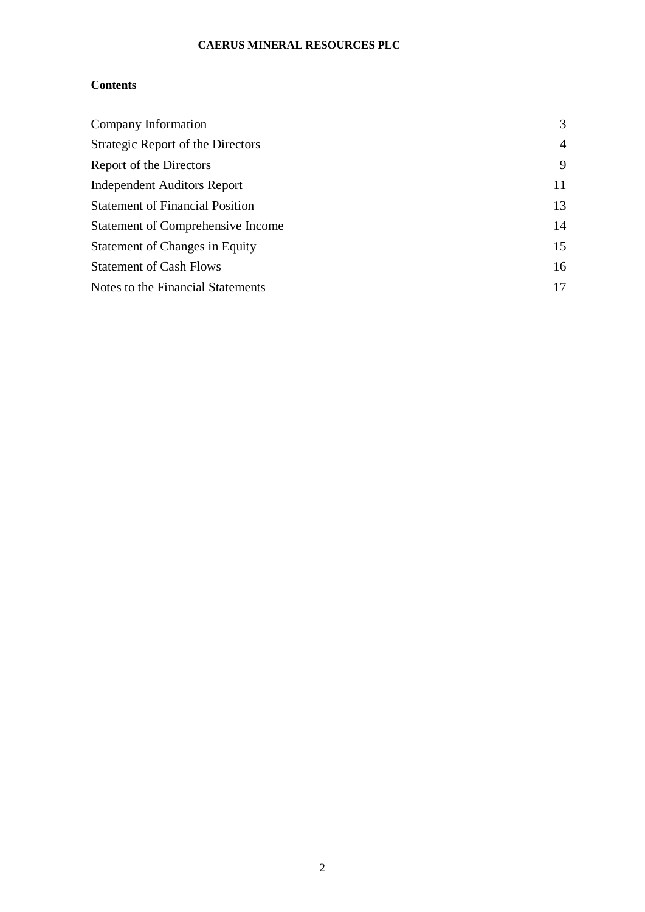# CAERUS MINERAL RESOURCES PLC

## Contents

| | |
|---|---|
| Company Information | 3 |
| Strategic Report of the Directors | 4 |
| Report of the Directors | 9 |
| Independent Auditors Report | 11 |
| Statement of Financial Position | 13 |
| Statement of Comprehensive Income | 14 |
| Statement of Changes in Equity | 15 |
| Statement of Cash Flows | 16 |
| Notes to the Financial Statements | 17 |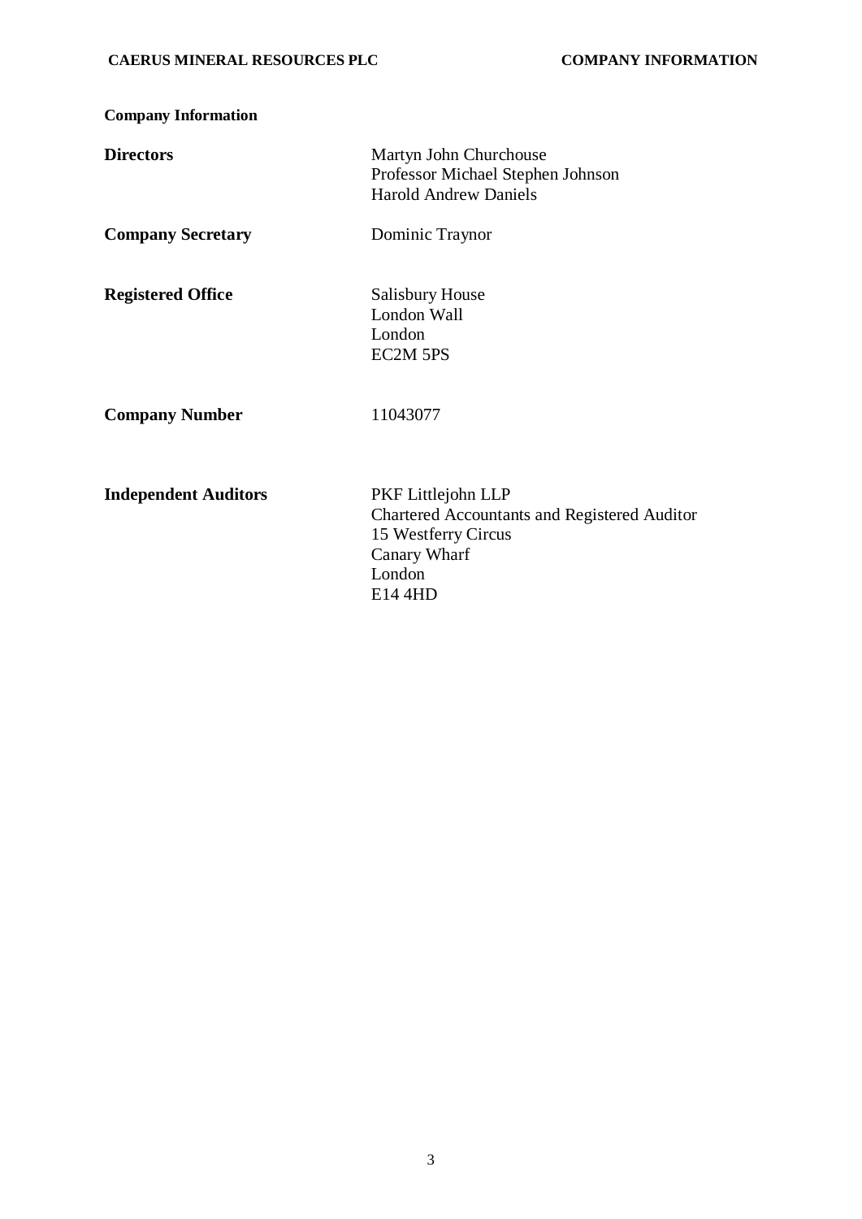## Company Information

| | |
|---|---|
| **Directors** | Martyn John Churchouse<br>Professor Michael Stephen Johnson<br>Harold Andrew Daniels |
| **Company Secretary** | Dominic Traynor |
| **Registered Office** | Salisbury House<br>London Wall<br>London<br>EC2M 5PS |
| **Company Number** | 11043077 |
| **Independent Auditors** | PKF Littlejohn LLP<br>Chartered Accountants and Registered Auditor<br>15 Westferry Circus<br>Canary Wharf<br>London<br>E14 4HD |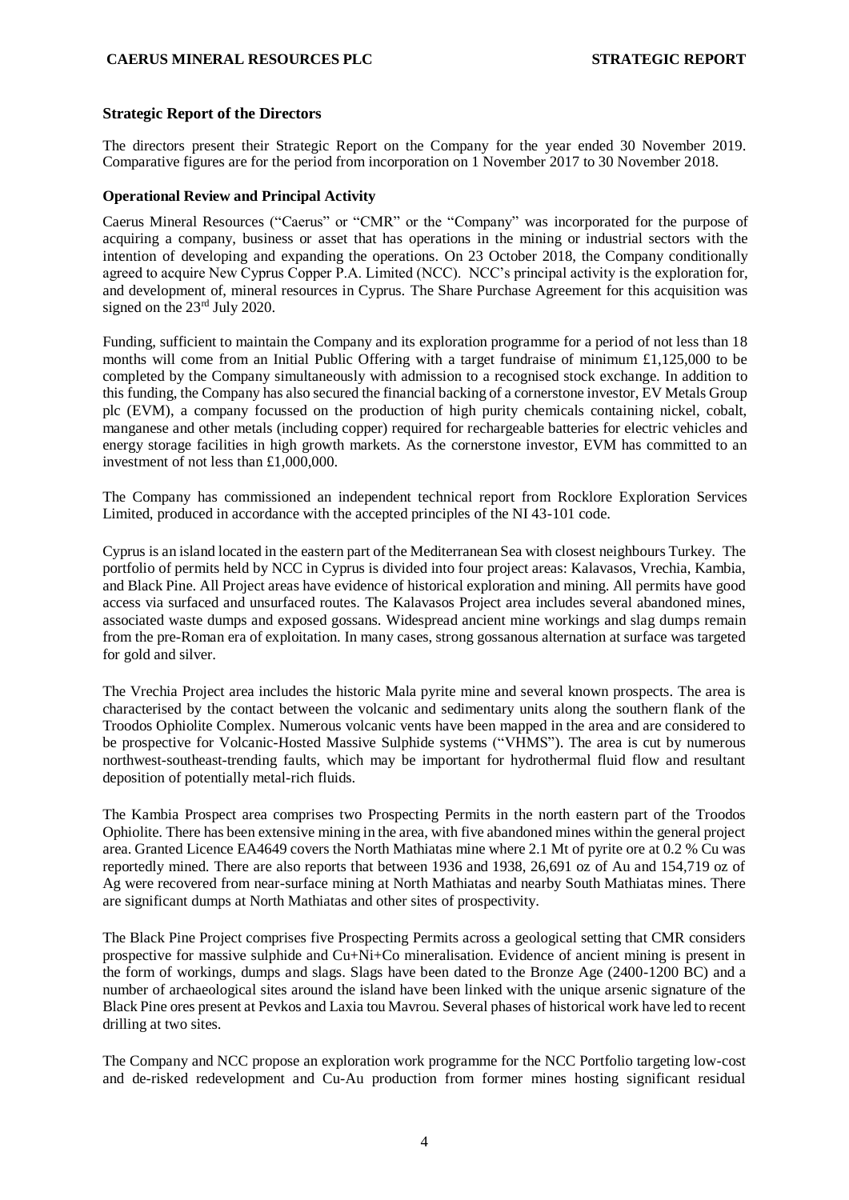## Strategic Report of the Directors

The directors present their Strategic Report on the Company for the year ended 30 November 2019. Comparative figures are for the period from incorporation on 1 November 2017 to 30 November 2018.

### Operational Review and Principal Activity

Caerus Mineral Resources ("Caerus" or "CMR" or the "Company" was incorporated for the purpose of acquiring a company, business or asset that has operations in the mining or industrial sectors with the intention of developing and expanding the operations. On 23 October 2018, the Company conditionally agreed to acquire New Cyprus Copper P.A. Limited (NCC). NCC's principal activity is the exploration for, and development of, mineral resources in Cyprus. The Share Purchase Agreement for this acquisition was signed on the 23rd July 2020.

Funding, sufficient to maintain the Company and its exploration programme for a period of not less than 18 months will come from an Initial Public Offering with a target fundraise of minimum £1,125,000 to be completed by the Company simultaneously with admission to a recognised stock exchange. In addition to this funding, the Company has also secured the financial backing of a cornerstone investor, EV Metals Group plc (EVM), a company focussed on the production of high purity chemicals containing nickel, cobalt, manganese and other metals (including copper) required for rechargeable batteries for electric vehicles and energy storage facilities in high growth markets. As the cornerstone investor, EVM has committed to an investment of not less than £1,000,000.

The Company has commissioned an independent technical report from Rocklore Exploration Services Limited, produced in accordance with the accepted principles of the NI 43-101 code.

Cyprus is an island located in the eastern part of the Mediterranean Sea with closest neighbours Turkey. The portfolio of permits held by NCC in Cyprus is divided into four project areas: Kalavasos, Vrechia, Kambia, and Black Pine. All Project areas have evidence of historical exploration and mining. All permits have good access via surfaced and unsurfaced routes. The Kalavasos Project area includes several abandoned mines, associated waste dumps and exposed gossans. Widespread ancient mine workings and slag dumps remain from the pre-Roman era of exploitation. In many cases, strong gossanous alternation at surface was targeted for gold and silver.

The Vrechia Project area includes the historic Mala pyrite mine and several known prospects. The area is characterised by the contact between the volcanic and sedimentary units along the southern flank of the Troodos Ophiolite Complex. Numerous volcanic vents have been mapped in the area and are considered to be prospective for Volcanic-Hosted Massive Sulphide systems ("VHMS"). The area is cut by numerous northwest-southeast-trending faults, which may be important for hydrothermal fluid flow and resultant deposition of potentially metal-rich fluids.

The Kambia Prospect area comprises two Prospecting Permits in the north eastern part of the Troodos Ophiolite. There has been extensive mining in the area, with five abandoned mines within the general project area. Granted Licence EA4649 covers the North Mathiatas mine where 2.1 Mt of pyrite ore at 0.2 % Cu was reportedly mined. There are also reports that between 1936 and 1938, 26,691 oz of Au and 154,719 oz of Ag were recovered from near-surface mining at North Mathiatas and nearby South Mathiatas mines. There are significant dumps at North Mathiatas and other sites of prospectivity.

The Black Pine Project comprises five Prospecting Permits across a geological setting that CMR considers prospective for massive sulphide and Cu+Ni+Co mineralisation. Evidence of ancient mining is present in the form of workings, dumps and slags. Slags have been dated to the Bronze Age (2400-1200 BC) and a number of archaeological sites around the island have been linked with the unique arsenic signature of the Black Pine ores present at Pevkos and Laxia tou Mavrou. Several phases of historical work have led to recent drilling at two sites.

The Company and NCC propose an exploration work programme for the NCC Portfolio targeting low-cost and de-risked redevelopment and Cu-Au production from former mines hosting significant residual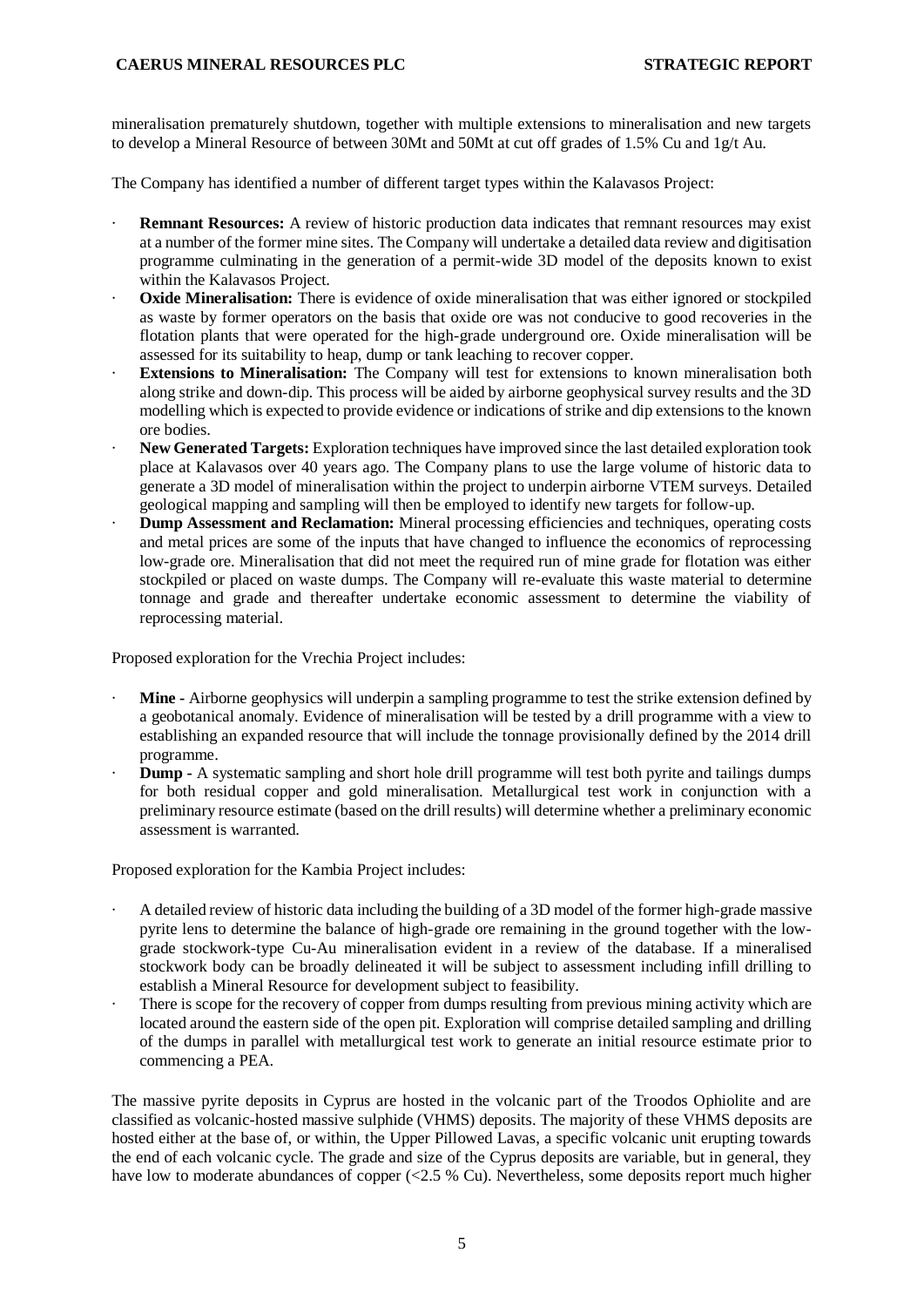mineralisation prematurely shutdown, together with multiple extensions to mineralisation and new targets to develop a Mineral Resource of between 30Mt and 50Mt at cut off grades of 1.5% Cu and 1g/t Au.

The Company has identified a number of different target types within the Kalavasos Project:

- **Remnant Resources:** A review of historic production data indicates that remnant resources may exist at a number of the former mine sites. The Company will undertake a detailed data review and digitisation programme culminating in the generation of a permit-wide 3D model of the deposits known to exist within the Kalavasos Project.
- **Oxide Mineralisation:** There is evidence of oxide mineralisation that was either ignored or stockpiled as waste by former operators on the basis that oxide ore was not conducive to good recoveries in the flotation plants that were operated for the high-grade underground ore. Oxide mineralisation will be assessed for its suitability to heap, dump or tank leaching to recover copper.
- **Extensions to Mineralisation:** The Company will test for extensions to known mineralisation both along strike and down-dip. This process will be aided by airborne geophysical survey results and the 3D modelling which is expected to provide evidence or indications of strike and dip extensions to the known ore bodies.
- **New Generated Targets:** Exploration techniques have improved since the last detailed exploration took place at Kalavasos over 40 years ago. The Company plans to use the large volume of historic data to generate a 3D model of mineralisation within the project to underpin airborne VTEM surveys. Detailed geological mapping and sampling will then be employed to identify new targets for follow-up.
- **Dump Assessment and Reclamation:** Mineral processing efficiencies and techniques, operating costs and metal prices are some of the inputs that have changed to influence the economics of reprocessing low-grade ore. Mineralisation that did not meet the required run of mine grade for flotation was either stockpiled or placed on waste dumps. The Company will re-evaluate this waste material to determine tonnage and grade and thereafter undertake economic assessment to determine the viability of reprocessing material.

Proposed exploration for the Vrechia Project includes:

- **Mine -** Airborne geophysics will underpin a sampling programme to test the strike extension defined by a geobotanical anomaly. Evidence of mineralisation will be tested by a drill programme with a view to establishing an expanded resource that will include the tonnage provisionally defined by the 2014 drill programme.
- **Dump -** A systematic sampling and short hole drill programme will test both pyrite and tailings dumps for both residual copper and gold mineralisation. Metallurgical test work in conjunction with a preliminary resource estimate (based on the drill results) will determine whether a preliminary economic assessment is warranted.

Proposed exploration for the Kambia Project includes:

- A detailed review of historic data including the building of a 3D model of the former high-grade massive pyrite lens to determine the balance of high-grade ore remaining in the ground together with the low-grade stockwork-type Cu-Au mineralisation evident in a review of the database. If a mineralised stockwork body can be broadly delineated it will be subject to assessment including infill drilling to establish a Mineral Resource for development subject to feasibility.
- There is scope for the recovery of copper from dumps resulting from previous mining activity which are located around the eastern side of the open pit. Exploration will comprise detailed sampling and drilling of the dumps in parallel with metallurgical test work to generate an initial resource estimate prior to commencing a PEA.

The massive pyrite deposits in Cyprus are hosted in the volcanic part of the Troodos Ophiolite and are classified as volcanic-hosted massive sulphide (VHMS) deposits. The majority of these VHMS deposits are hosted either at the base of, or within, the Upper Pillowed Lavas, a specific volcanic unit erupting towards the end of each volcanic cycle. The grade and size of the Cyprus deposits are variable, but in general, they have low to moderate abundances of copper (<2.5 % Cu). Nevertheless, some deposits report much higher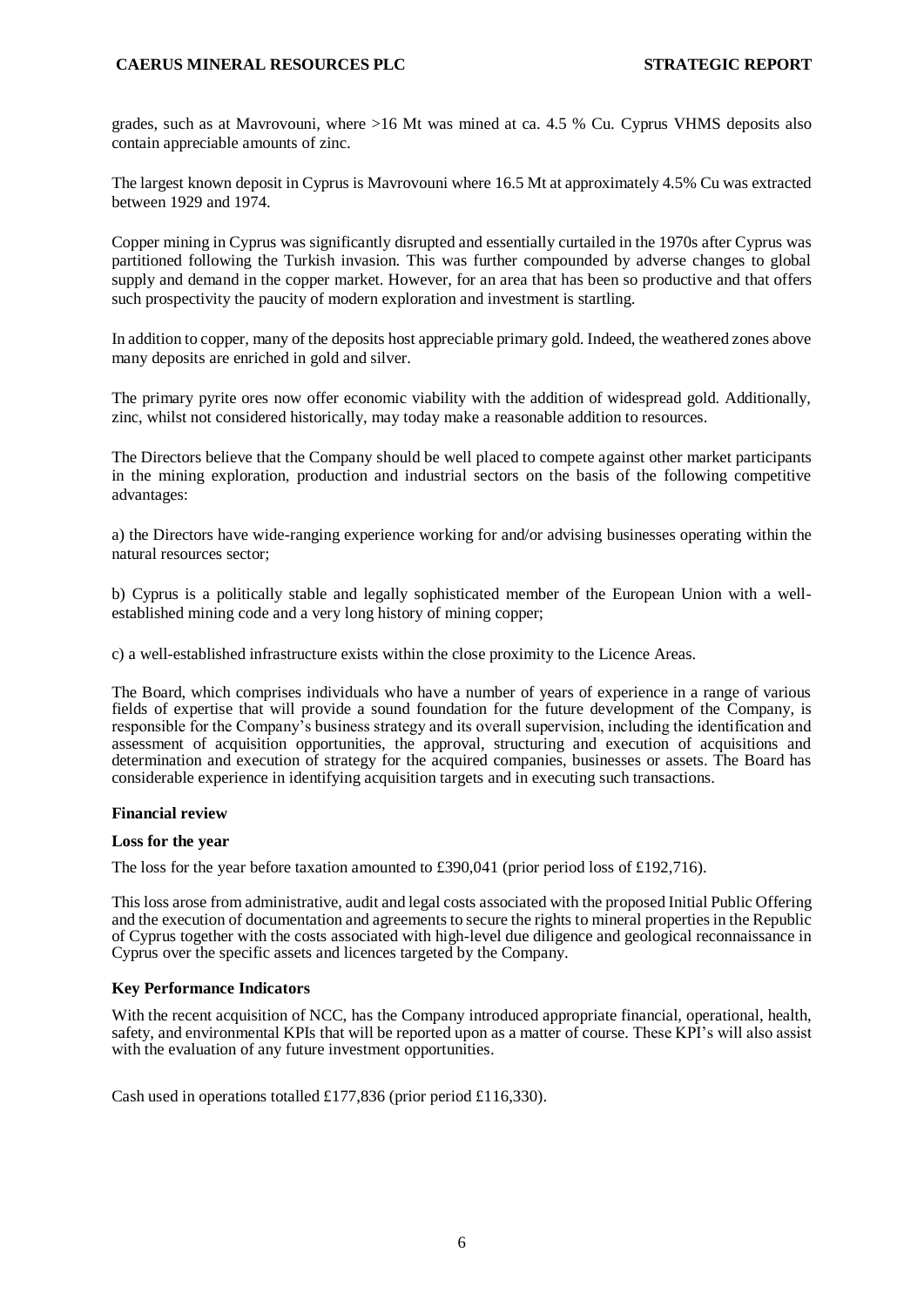grades, such as at Mavrovouni, where >16 Mt was mined at ca. 4.5 % Cu. Cyprus VHMS deposits also contain appreciable amounts of zinc.

The largest known deposit in Cyprus is Mavrovouni where 16.5 Mt at approximately 4.5% Cu was extracted between 1929 and 1974.

Copper mining in Cyprus was significantly disrupted and essentially curtailed in the 1970s after Cyprus was partitioned following the Turkish invasion. This was further compounded by adverse changes to global supply and demand in the copper market. However, for an area that has been so productive and that offers such prospectivity the paucity of modern exploration and investment is startling.

In addition to copper, many of the deposits host appreciable primary gold. Indeed, the weathered zones above many deposits are enriched in gold and silver.

The primary pyrite ores now offer economic viability with the addition of widespread gold. Additionally, zinc, whilst not considered historically, may today make a reasonable addition to resources.

The Directors believe that the Company should be well placed to compete against other market participants in the mining exploration, production and industrial sectors on the basis of the following competitive advantages:

a) the Directors have wide-ranging experience working for and/or advising businesses operating within the natural resources sector;

b) Cyprus is a politically stable and legally sophisticated member of the European Union with a well-established mining code and a very long history of mining copper;

c) a well-established infrastructure exists within the close proximity to the Licence Areas.

The Board, which comprises individuals who have a number of years of experience in a range of various fields of expertise that will provide a sound foundation for the future development of the Company, is responsible for the Company's business strategy and its overall supervision, including the identification and assessment of acquisition opportunities, the approval, structuring and execution of acquisitions and determination and execution of strategy for the acquired companies, businesses or assets. The Board has considerable experience in identifying acquisition targets and in executing such transactions.

**Financial review**

**Loss for the year**

The loss for the year before taxation amounted to £390,041 (prior period loss of £192,716).

This loss arose from administrative, audit and legal costs associated with the proposed Initial Public Offering and the execution of documentation and agreements to secure the rights to mineral properties in the Republic of Cyprus together with the costs associated with high-level due diligence and geological reconnaissance in Cyprus over the specific assets and licences targeted by the Company.

**Key Performance Indicators**

With the recent acquisition of NCC, has the Company introduced appropriate financial, operational, health, safety, and environmental KPIs that will be reported upon as a matter of course. These KPI's will also assist with the evaluation of any future investment opportunities.

Cash used in operations totalled £177,836 (prior period £116,330).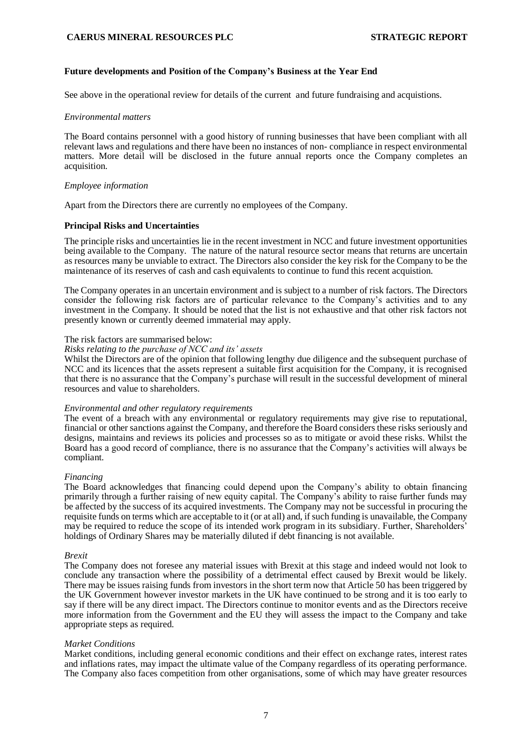**Future developments and Position of the Company's Business at the Year End**

See above in the operational review for details of the current  and future fundraising and acquistions.

*Environmental matters*

The Board contains personnel with a good history of running businesses that have been compliant with all relevant laws and regulations and there have been no instances of non- compliance in respect environmental matters. More detail will be disclosed in the future annual reports once the Company completes an acquisition.

*Employee information*

Apart from the Directors there are currently no employees of the Company.

**Principal Risks and Uncertainties**

The principle risks and uncertainties lie in the recent investment in NCC and future investment opportunities being available to the Company. The nature of the natural resource sector means that returns are uncertain as resources many be unviable to extract. The Directors also consider the key risk for the Company to be the maintenance of its reserves of cash and cash equivalents to continue to fund this recent acquistion.

The Company operates in an uncertain environment and is subject to a number of risk factors. The Directors consider the following risk factors are of particular relevance to the Company's activities and to any investment in the Company. It should be noted that the list is not exhaustive and that other risk factors not presently known or currently deemed immaterial may apply.

The risk factors are summarised below:

*Risks relating to the purchase of NCC and its' assets*

Whilst the Directors are of the opinion that following lengthy due diligence and the subsequent purchase of NCC and its licences that the assets represent a suitable first acquisition for the Company, it is recognised that there is no assurance that the Company's purchase will result in the successful development of mineral resources and value to shareholders.

*Environmental and other regulatory requirements*

The event of a breach with any environmental or regulatory requirements may give rise to reputational, financial or other sanctions against the Company, and therefore the Board considers these risks seriously and designs, maintains and reviews its policies and processes so as to mitigate or avoid these risks. Whilst the Board has a good record of compliance, there is no assurance that the Company's activities will always be compliant.

*Financing*

The Board acknowledges that financing could depend upon the Company's ability to obtain financing primarily through a further raising of new equity capital. The Company's ability to raise further funds may be affected by the success of its acquired investments. The Company may not be successful in procuring the requisite funds on terms which are acceptable to it (or at all) and, if such funding is unavailable, the Company may be required to reduce the scope of its intended work program in its subsidiary. Further, Shareholders' holdings of Ordinary Shares may be materially diluted if debt financing is not available.

*Brexit*

The Company does not foresee any material issues with Brexit at this stage and indeed would not look to conclude any transaction where the possibility of a detrimental effect caused by Brexit would be likely. There may be issues raising funds from investors in the short term now that Article 50 has been triggered by the UK Government however investor markets in the UK have continued to be strong and it is too early to say if there will be any direct impact. The Directors continue to monitor events and as the Directors receive more information from the Government and the EU they will assess the impact to the Company and take appropriate steps as required.

*Market Conditions*

Market conditions, including general economic conditions and their effect on exchange rates, interest rates and inflations rates, may impact the ultimate value of the Company regardless of its operating performance. The Company also faces competition from other organisations, some of which may have greater resources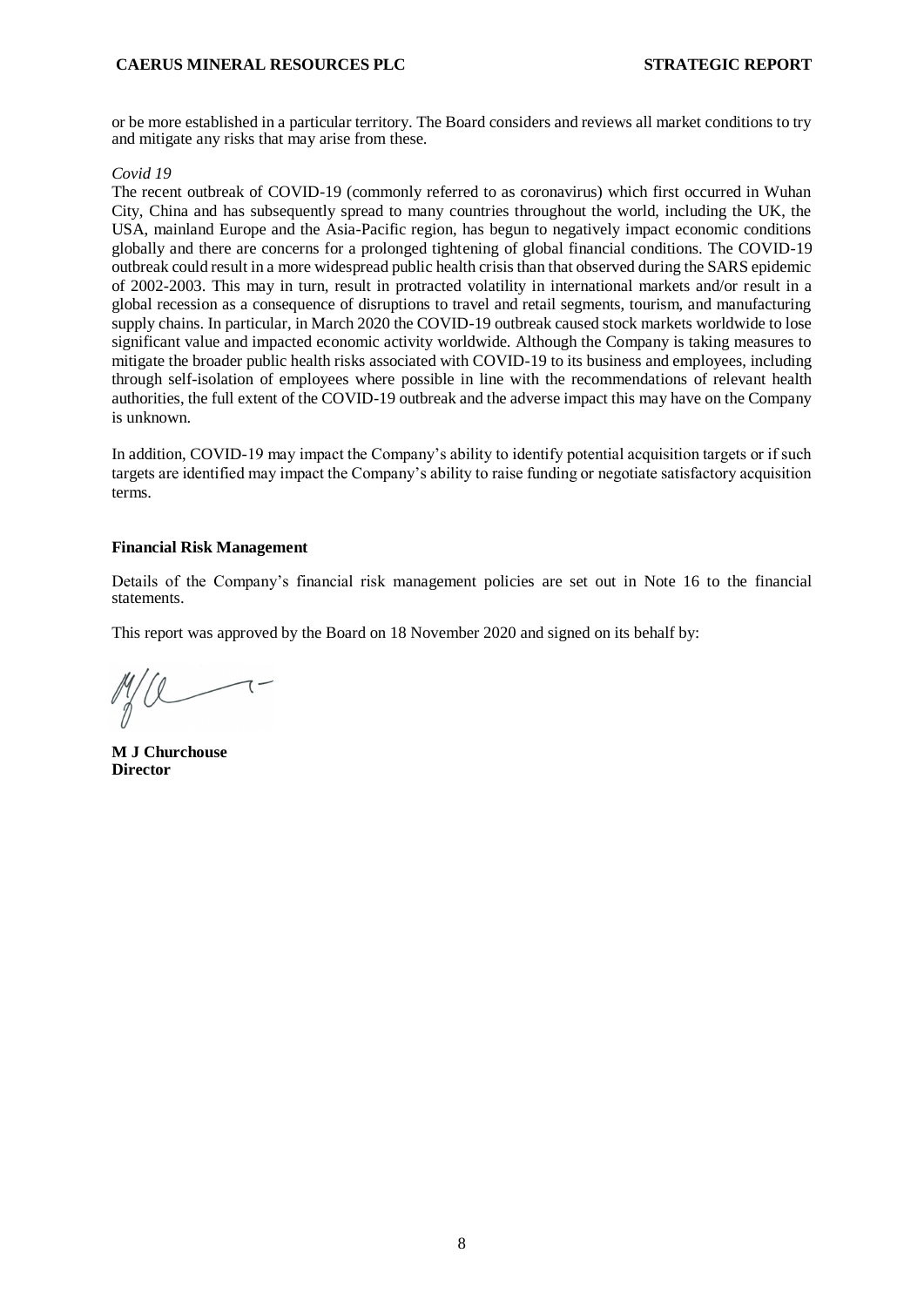or be more established in a particular territory. The Board considers and reviews all market conditions to try and mitigate any risks that may arise from these.

*Covid 19*

The recent outbreak of COVID-19 (commonly referred to as coronavirus) which first occurred in Wuhan City, China and has subsequently spread to many countries throughout the world, including the UK, the USA, mainland Europe and the Asia-Pacific region, has begun to negatively impact economic conditions globally and there are concerns for a prolonged tightening of global financial conditions. The COVID-19 outbreak could result in a more widespread public health crisis than that observed during the SARS epidemic of 2002-2003. This may in turn, result in protracted volatility in international markets and/or result in a global recession as a consequence of disruptions to travel and retail segments, tourism, and manufacturing supply chains. In particular, in March 2020 the COVID-19 outbreak caused stock markets worldwide to lose significant value and impacted economic activity worldwide. Although the Company is taking measures to mitigate the broader public health risks associated with COVID-19 to its business and employees, including through self-isolation of employees where possible in line with the recommendations of relevant health authorities, the full extent of the COVID-19 outbreak and the adverse impact this may have on the Company is unknown.

In addition, COVID-19 may impact the Company's ability to identify potential acquisition targets or if such targets are identified may impact the Company's ability to raise funding or negotiate satisfactory acquisition terms.

**Financial Risk Management**

Details of the Company's financial risk management policies are set out in Note 16 to the financial statements.

This report was approved by the Board on 18 November 2020 and signed on its behalf by:

**M J Churchouse**
**Director**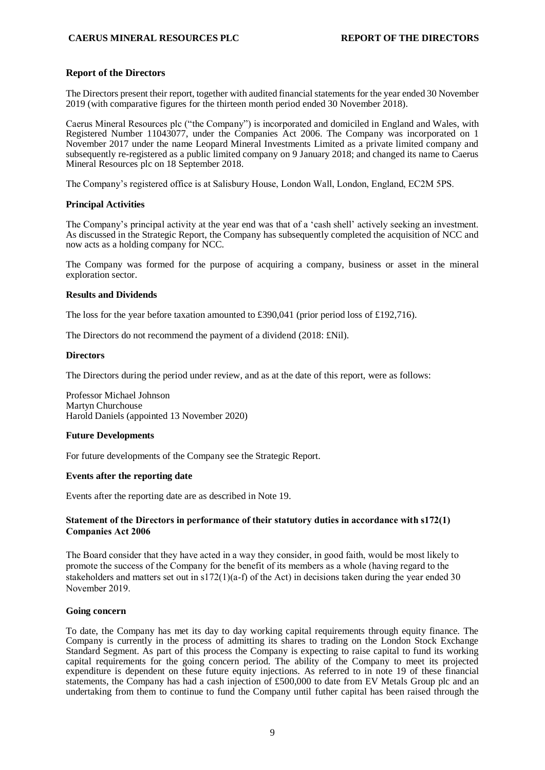## Report of the Directors

The Directors present their report, together with audited financial statements for the year ended 30 November 2019 (with comparative figures for the thirteen month period ended 30 November 2018).

Caerus Mineral Resources plc ("the Company") is incorporated and domiciled in England and Wales, with Registered Number 11043077, under the Companies Act 2006. The Company was incorporated on 1 November 2017 under the name Leopard Mineral Investments Limited as a private limited company and subsequently re-registered as a public limited company on 9 January 2018; and changed its name to Caerus Mineral Resources plc on 18 September 2018.

The Company's registered office is at Salisbury House, London Wall, London, England, EC2M 5PS.

### Principal Activities

The Company's principal activity at the year end was that of a 'cash shell' actively seeking an investment. As discussed in the Strategic Report, the Company has subsequently completed the acquisition of NCC and now acts as a holding company for NCC.

The Company was formed for the purpose of acquiring a company, business or asset in the mineral exploration sector.

### Results and Dividends

The loss for the year before taxation amounted to £390,041 (prior period loss of £192,716).

The Directors do not recommend the payment of a dividend (2018: £Nil).

### Directors

The Directors during the period under review, and as at the date of this report, were as follows:

Professor Michael Johnson
Martyn Churchouse
Harold Daniels (appointed 13 November 2020)

### Future Developments

For future developments of the Company see the Strategic Report.

### Events after the reporting date

Events after the reporting date are as described in Note 19.

### Statement of the Directors in performance of their statutory duties in accordance with s172(1) Companies Act 2006

The Board consider that they have acted in a way they consider, in good faith, would be most likely to promote the success of the Company for the benefit of its members as a whole (having regard to the stakeholders and matters set out in s172(1)(a-f) of the Act) in decisions taken during the year ended 30 November 2019.

### Going concern

To date, the Company has met its day to day working capital requirements through equity finance. The Company is currently in the process of admitting its shares to trading on the London Stock Exchange Standard Segment. As part of this process the Company is expecting to raise capital to fund its working capital requirements for the going concern period. The ability of the Company to meet its projected expenditure is dependent on these future equity injections. As referred to in note 19 of these financial statements, the Company has had a cash injection of £500,000 to date from EV Metals Group plc and an undertaking from them to continue to fund the Company until futher capital has been raised through the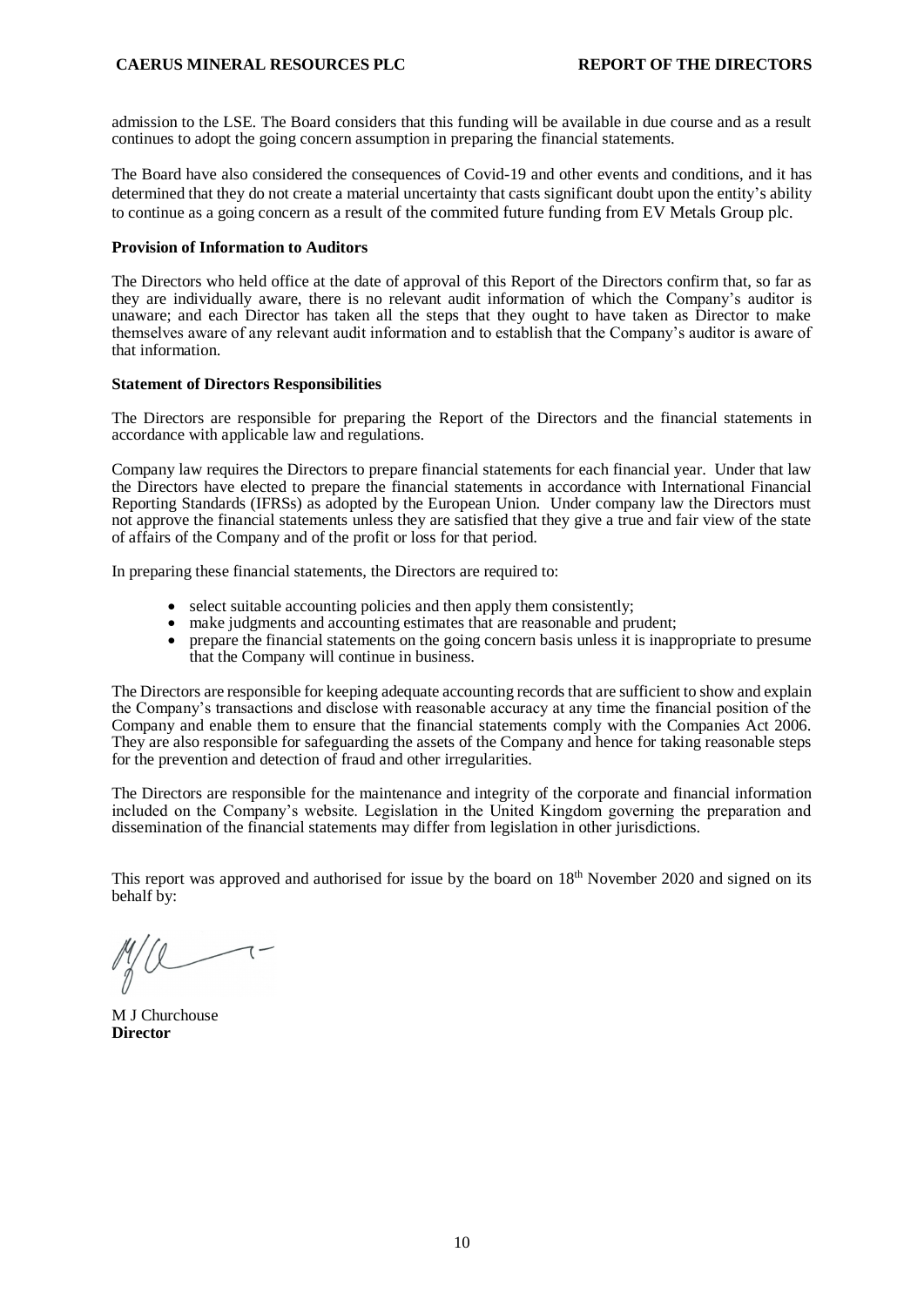admission to the LSE. The Board considers that this funding will be available in due course and as a result continues to adopt the going concern assumption in preparing the financial statements.

The Board have also considered the consequences of Covid-19 and other events and conditions, and it has determined that they do not create a material uncertainty that casts significant doubt upon the entity's ability to continue as a going concern as a result of the commited future funding from EV Metals Group plc.

**Provision of Information to Auditors**

The Directors who held office at the date of approval of this Report of the Directors confirm that, so far as they are individually aware, there is no relevant audit information of which the Company's auditor is unaware; and each Director has taken all the steps that they ought to have taken as Director to make themselves aware of any relevant audit information and to establish that the Company's auditor is aware of that information.

**Statement of Directors Responsibilities**

The Directors are responsible for preparing the Report of the Directors and the financial statements in accordance with applicable law and regulations.

Company law requires the Directors to prepare financial statements for each financial year. Under that law the Directors have elected to prepare the financial statements in accordance with International Financial Reporting Standards (IFRSs) as adopted by the European Union. Under company law the Directors must not approve the financial statements unless they are satisfied that they give a true and fair view of the state of affairs of the Company and of the profit or loss for that period.

In preparing these financial statements, the Directors are required to:

- select suitable accounting policies and then apply them consistently;
- make judgments and accounting estimates that are reasonable and prudent;
- prepare the financial statements on the going concern basis unless it is inappropriate to presume that the Company will continue in business.

The Directors are responsible for keeping adequate accounting records that are sufficient to show and explain the Company's transactions and disclose with reasonable accuracy at any time the financial position of the Company and enable them to ensure that the financial statements comply with the Companies Act 2006. They are also responsible for safeguarding the assets of the Company and hence for taking reasonable steps for the prevention and detection of fraud and other irregularities.

The Directors are responsible for the maintenance and integrity of the corporate and financial information included on the Company's website. Legislation in the United Kingdom governing the preparation and dissemination of the financial statements may differ from legislation in other jurisdictions.

This report was approved and authorised for issue by the board on 18th November 2020 and signed on its behalf by:

M J Churchouse
**Director**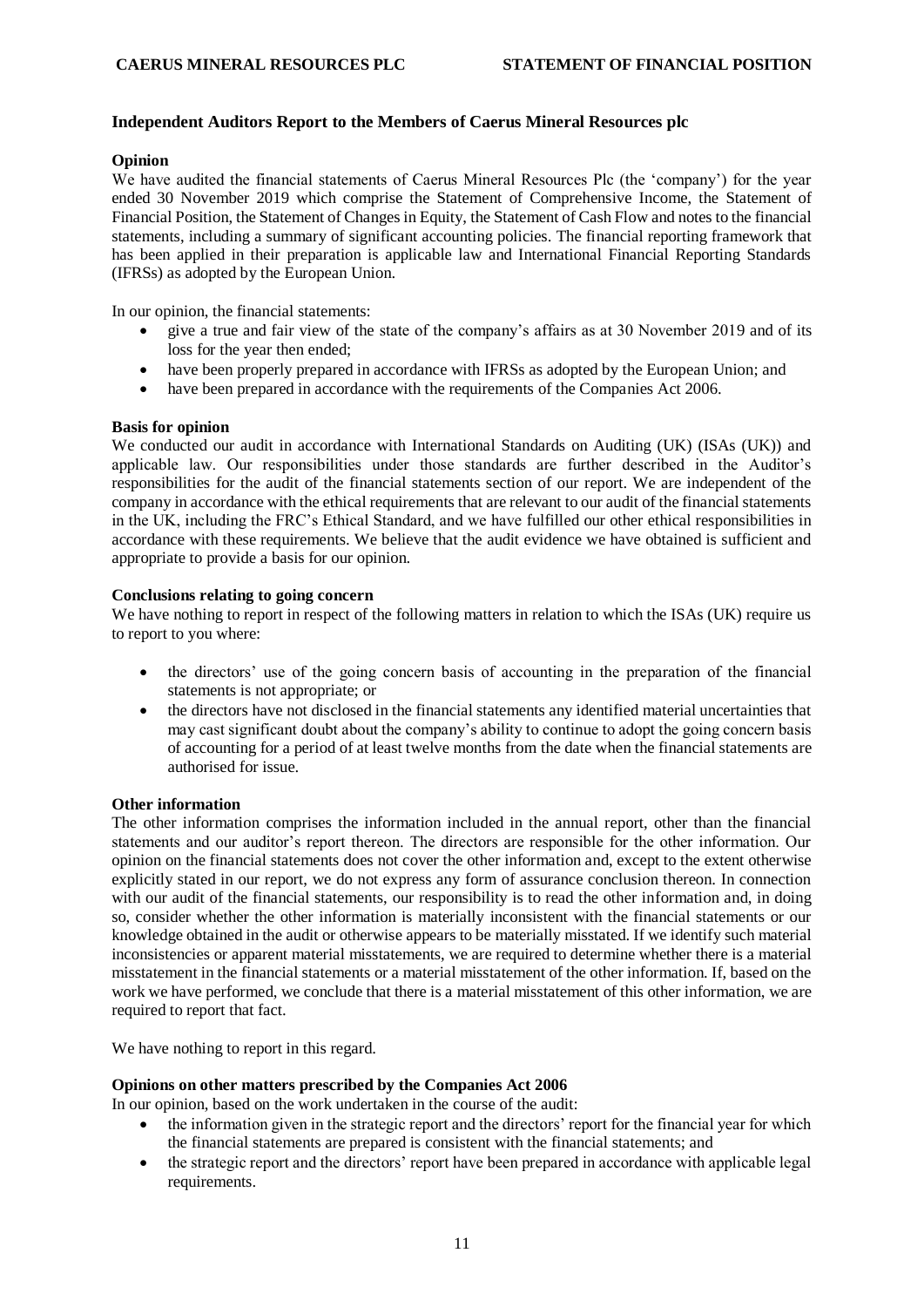## Independent Auditors Report to the Members of Caerus Mineral Resources plc

### Opinion

We have audited the financial statements of Caerus Mineral Resources Plc (the 'company') for the year ended 30 November 2019 which comprise the Statement of Comprehensive Income, the Statement of Financial Position, the Statement of Changes in Equity, the Statement of Cash Flow and notes to the financial statements, including a summary of significant accounting policies. The financial reporting framework that has been applied in their preparation is applicable law and International Financial Reporting Standards (IFRSs) as adopted by the European Union.

In our opinion, the financial statements:

- give a true and fair view of the state of the company's affairs as at 30 November 2019 and of its loss for the year then ended;
- have been properly prepared in accordance with IFRSs as adopted by the European Union; and
- have been prepared in accordance with the requirements of the Companies Act 2006.

### Basis for opinion

We conducted our audit in accordance with International Standards on Auditing (UK) (ISAs (UK)) and applicable law. Our responsibilities under those standards are further described in the Auditor's responsibilities for the audit of the financial statements section of our report. We are independent of the company in accordance with the ethical requirements that are relevant to our audit of the financial statements in the UK, including the FRC's Ethical Standard, and we have fulfilled our other ethical responsibilities in accordance with these requirements. We believe that the audit evidence we have obtained is sufficient and appropriate to provide a basis for our opinion.

### Conclusions relating to going concern

We have nothing to report in respect of the following matters in relation to which the ISAs (UK) require us to report to you where:

- the directors' use of the going concern basis of accounting in the preparation of the financial statements is not appropriate; or
- the directors have not disclosed in the financial statements any identified material uncertainties that may cast significant doubt about the company's ability to continue to adopt the going concern basis of accounting for a period of at least twelve months from the date when the financial statements are authorised for issue.

### Other information

The other information comprises the information included in the annual report, other than the financial statements and our auditor's report thereon. The directors are responsible for the other information. Our opinion on the financial statements does not cover the other information and, except to the extent otherwise explicitly stated in our report, we do not express any form of assurance conclusion thereon. In connection with our audit of the financial statements, our responsibility is to read the other information and, in doing so, consider whether the other information is materially inconsistent with the financial statements or our knowledge obtained in the audit or otherwise appears to be materially misstated. If we identify such material inconsistencies or apparent material misstatements, we are required to determine whether there is a material misstatement in the financial statements or a material misstatement of the other information. If, based on the work we have performed, we conclude that there is a material misstatement of this other information, we are required to report that fact.

We have nothing to report in this regard.

### Opinions on other matters prescribed by the Companies Act 2006

In our opinion, based on the work undertaken in the course of the audit:

- the information given in the strategic report and the directors' report for the financial year for which the financial statements are prepared is consistent with the financial statements; and
- the strategic report and the directors' report have been prepared in accordance with applicable legal requirements.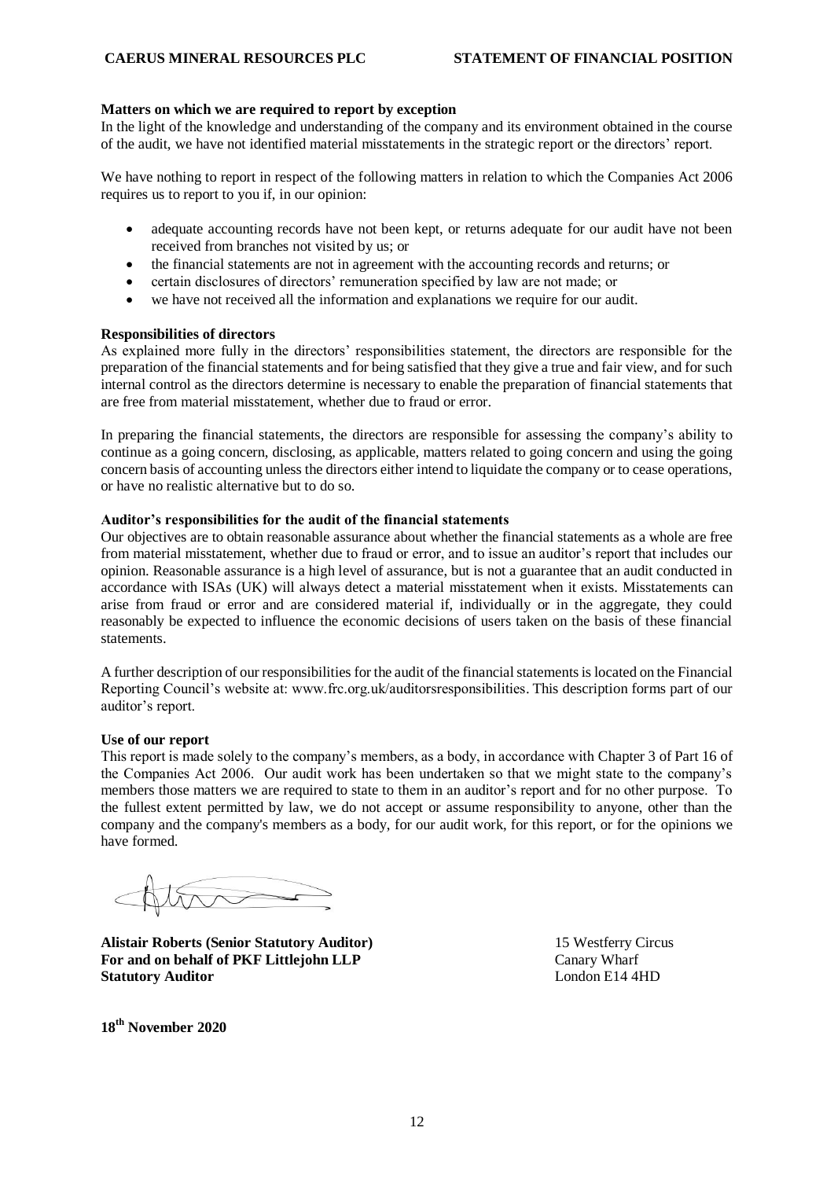**Matters on which we are required to report by exception**

In the light of the knowledge and understanding of the company and its environment obtained in the course of the audit, we have not identified material misstatements in the strategic report or the directors' report.

We have nothing to report in respect of the following matters in relation to which the Companies Act 2006 requires us to report to you if, in our opinion:

- adequate accounting records have not been kept, or returns adequate for our audit have not been received from branches not visited by us; or
- the financial statements are not in agreement with the accounting records and returns; or
- certain disclosures of directors' remuneration specified by law are not made; or
- we have not received all the information and explanations we require for our audit.

**Responsibilities of directors**

As explained more fully in the directors' responsibilities statement, the directors are responsible for the preparation of the financial statements and for being satisfied that they give a true and fair view, and for such internal control as the directors determine is necessary to enable the preparation of financial statements that are free from material misstatement, whether due to fraud or error.

In preparing the financial statements, the directors are responsible for assessing the company's ability to continue as a going concern, disclosing, as applicable, matters related to going concern and using the going concern basis of accounting unless the directors either intend to liquidate the company or to cease operations, or have no realistic alternative but to do so.

**Auditor's responsibilities for the audit of the financial statements**

Our objectives are to obtain reasonable assurance about whether the financial statements as a whole are free from material misstatement, whether due to fraud or error, and to issue an auditor's report that includes our opinion. Reasonable assurance is a high level of assurance, but is not a guarantee that an audit conducted in accordance with ISAs (UK) will always detect a material misstatement when it exists. Misstatements can arise from fraud or error and are considered material if, individually or in the aggregate, they could reasonably be expected to influence the economic decisions of users taken on the basis of these financial statements.

A further description of our responsibilities for the audit of the financial statements is located on the Financial Reporting Council's website at: www.frc.org.uk/auditorsresponsibilities. This description forms part of our auditor's report.

**Use of our report**

This report is made solely to the company's members, as a body, in accordance with Chapter 3 of Part 16 of the Companies Act 2006. Our audit work has been undertaken so that we might state to the company's members those matters we are required to state to them in an auditor's report and for no other purpose. To the fullest extent permitted by law, we do not accept or assume responsibility to anyone, other than the company and the company's members as a body, for our audit work, for this report, or for the opinions we have formed.

**Alistair Roberts (Senior Statutory Auditor)**
**For and on behalf of PKF Littlejohn LLP**
**Statutory Auditor**

15 Westferry Circus
Canary Wharf
London E14 4HD

**18th November 2020**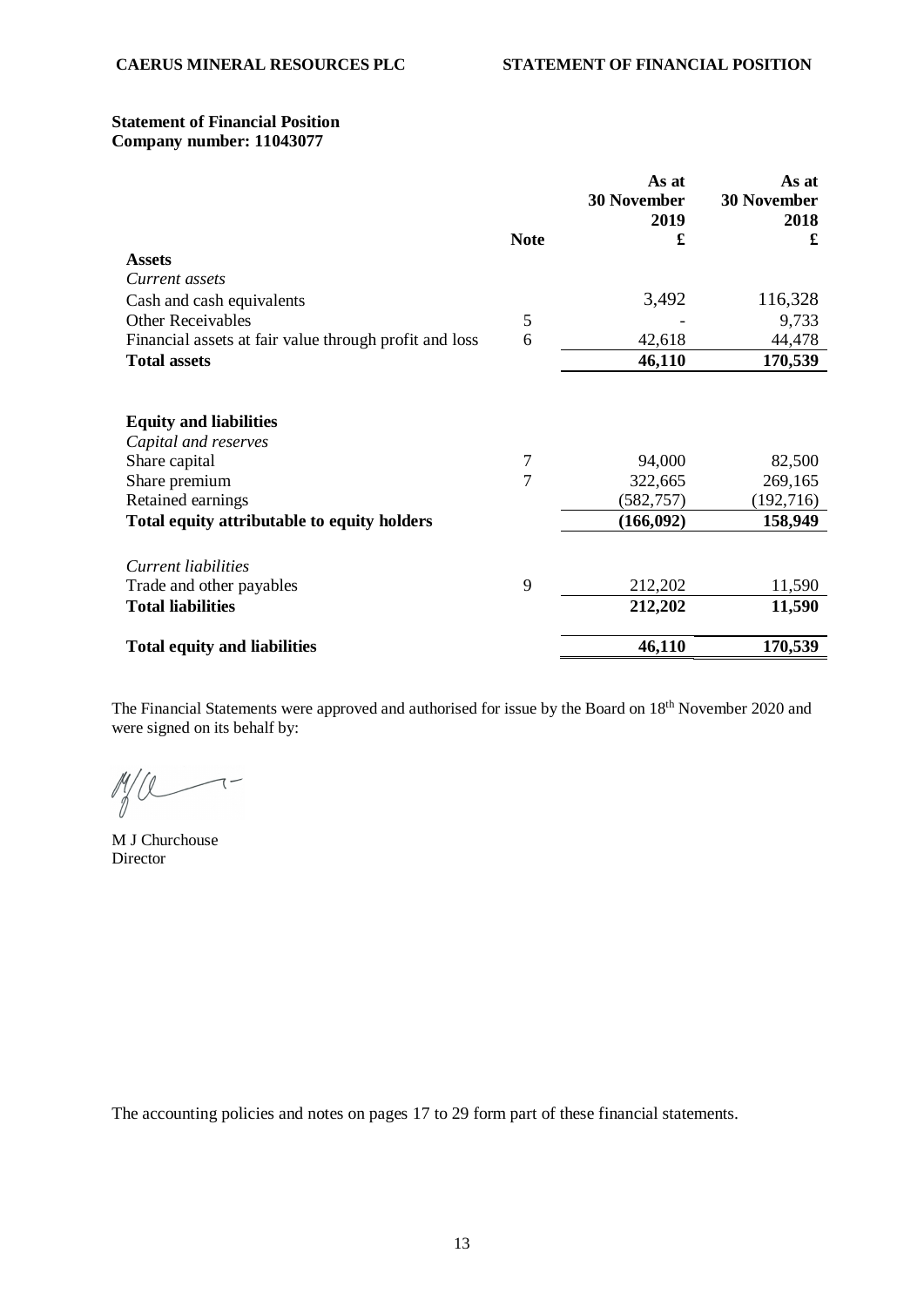**Statement of Financial Position**
**Company number: 11043077**

| | Note | As at 30 November 2019 £ | As at 30 November 2018 £ |
|---|---|---|---|
| **Assets** | | | |
| *Current assets* | | | |
| Cash and cash equivalents | | 3,492 | 116,328 |
| Other Receivables | 5 | - | 9,733 |
| Financial assets at fair value through profit and loss | 6 | 42,618 | 44,478 |
| **Total assets** | | **46,110** | **170,539** |
| | | | |
| **Equity and liabilities** | | | |
| *Capital and reserves* | | | |
| Share capital | 7 | 94,000 | 82,500 |
| Share premium | 7 | 322,665 | 269,165 |
| Retained earnings | | (582,757) | (192,716) |
| **Total equity attributable to equity holders** | | **(166,092)** | **158,949** |
| | | | |
| *Current liabilities* | | | |
| Trade and other payables | 9 | 212,202 | 11,590 |
| **Total liabilities** | | **212,202** | **11,590** |
| | | | |
| **Total equity and liabilities** | | **46,110** | **170,539** |

The Financial Statements were approved and authorised for issue by the Board on 18th November 2020 and were signed on its behalf by:

M J Churchouse
Director

The accounting policies and notes on pages 17 to 29 form part of these financial statements.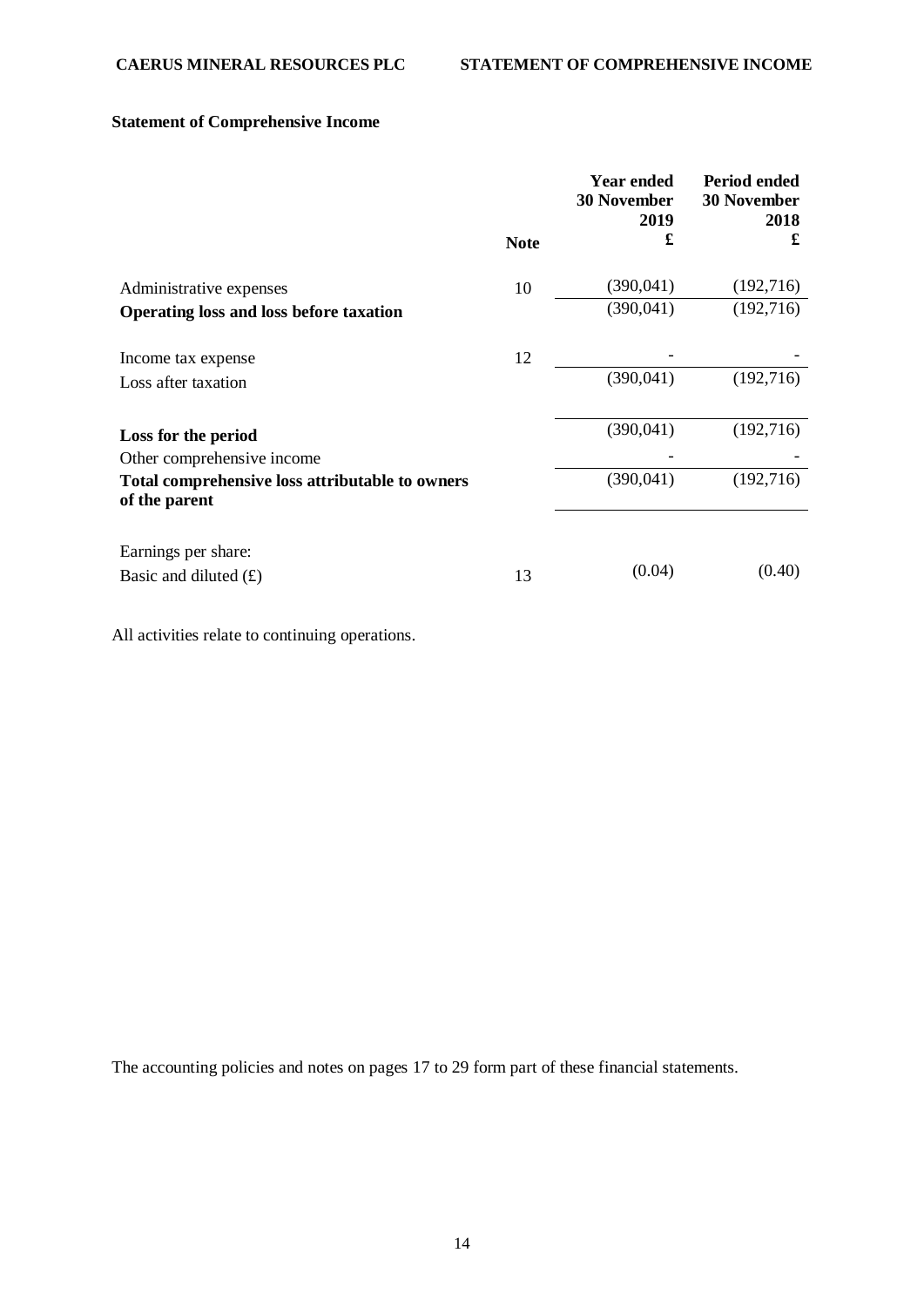## Statement of Comprehensive Income

| | Note | Year ended 30 November 2019 £ | Period ended 30 November 2018 £ |
|---|---|---|---|
| Administrative expenses | 10 | (390,041) | (192,716) |
| **Operating loss and loss before taxation** | | (390,041) | (192,716) |
| Income tax expense | 12 | - | - |
| Loss after taxation | | (390,041) | (192,716) |
| **Loss for the period** | | (390,041) | (192,716) |
| Other comprehensive income | | - | - |
| **Total comprehensive loss attributable to owners of the parent** | | (390,041) | (192,716) |
| Earnings per share: | | | |
| Basic and diluted (£) | 13 | (0.04) | (0.40) |

All activities relate to continuing operations.

The accounting policies and notes on pages 17 to 29 form part of these financial statements.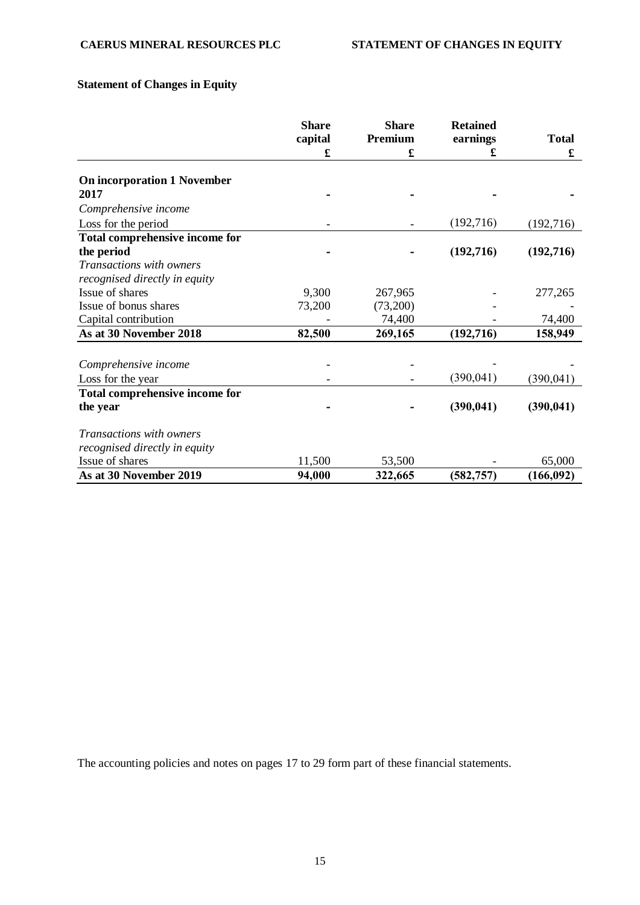## Statement of Changes in Equity

| | Share capital £ | Share Premium £ | Retained earnings £ | Total £ |
|---|---|---|---|---|
| **On incorporation 1 November 2017** | **-** | **-** | **-** | **-** |
| *Comprehensive income* | | | | |
| Loss for the period | - | - | (192,716) | (192,716) |
| **Total comprehensive income for the period** | **-** | **-** | **(192,716)** | **(192,716)** |
| *Transactions with owners recognised directly in equity* | | | | |
| Issue of shares | 9,300 | 267,965 | - | 277,265 |
| Issue of bonus shares | 73,200 | (73,200) | - | - |
| Capital contribution | - | 74,400 | - | 74,400 |
| **As at 30 November 2018** | **82,500** | **269,165** | **(192,716)** | **158,949** |
| *Comprehensive income* | - | - | - | - |
| Loss for the year | - | - | (390,041) | (390,041) |
| **Total comprehensive income for the year** | **-** | **-** | **(390,041)** | **(390,041)** |
| *Transactions with owners recognised directly in equity* | | | | |
| Issue of shares | 11,500 | 53,500 | - | 65,000 |
| **As at 30 November 2019** | **94,000** | **322,665** | **(582,757)** | **(166,092)** |

The accounting policies and notes on pages 17 to 29 form part of these financial statements.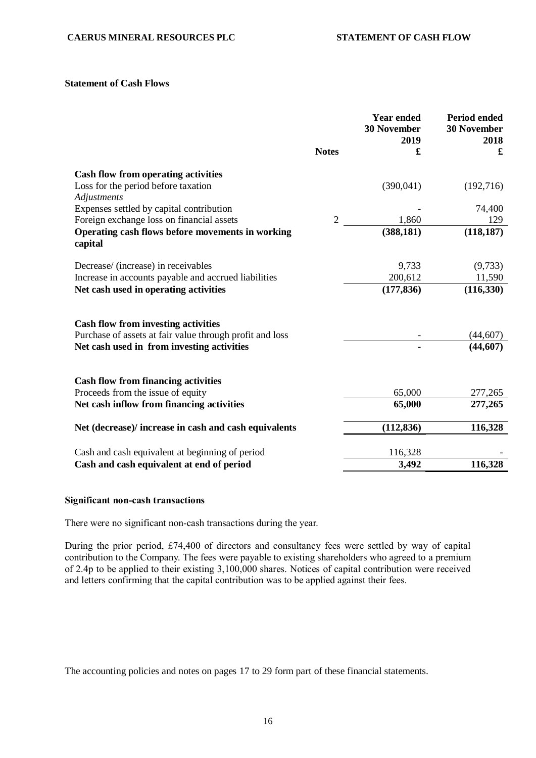## Statement of Cash Flows

| | Notes | Year ended 30 November 2019 £ | Period ended 30 November 2018 £ |
|---|---|---|---|
| **Cash flow from operating activities** | | | |
| Loss for the period before taxation | | (390,041) | (192,716) |
| *Adjustments* | | | |
| Expenses settled by capital contribution | | - | 74,400 |
| Foreign exchange loss on financial assets | 2 | 1,860 | 129 |
| **Operating cash flows before movements in working capital** | | **(388,181)** | **(118,187)** |
| Decrease/ (increase) in receivables | | 9,733 | (9,733) |
| Increase in accounts payable and accrued liabilities | | 200,612 | 11,590 |
| **Net cash used in operating activities** | | **(177,836)** | **(116,330)** |
| **Cash flow from investing activities** | | | |
| Purchase of assets at fair value through profit and loss | | - | (44,607) |
| **Net cash used in from investing activities** | | **-** | **(44,607)** |
| **Cash flow from financing activities** | | | |
| Proceeds from the issue of equity | | 65,000 | 277,265 |
| **Net cash inflow from financing activities** | | **65,000** | **277,265** |
| **Net (decrease)/ increase in cash and cash equivalents** | | **(112,836)** | **116,328** |
| Cash and cash equivalent at beginning of period | | 116,328 | - |
| **Cash and cash equivalent at end of period** | | **3,492** | **116,328** |

### Significant non-cash transactions

There were no significant non-cash transactions during the year.

During the prior period, £74,400 of directors and consultancy fees were settled by way of capital contribution to the Company. The fees were payable to existing shareholders who agreed to a premium of 2.4p to be applied to their existing 3,100,000 shares. Notices of capital contribution were received and letters confirming that the capital contribution was to be applied against their fees.

The accounting policies and notes on pages 17 to 29 form part of these financial statements.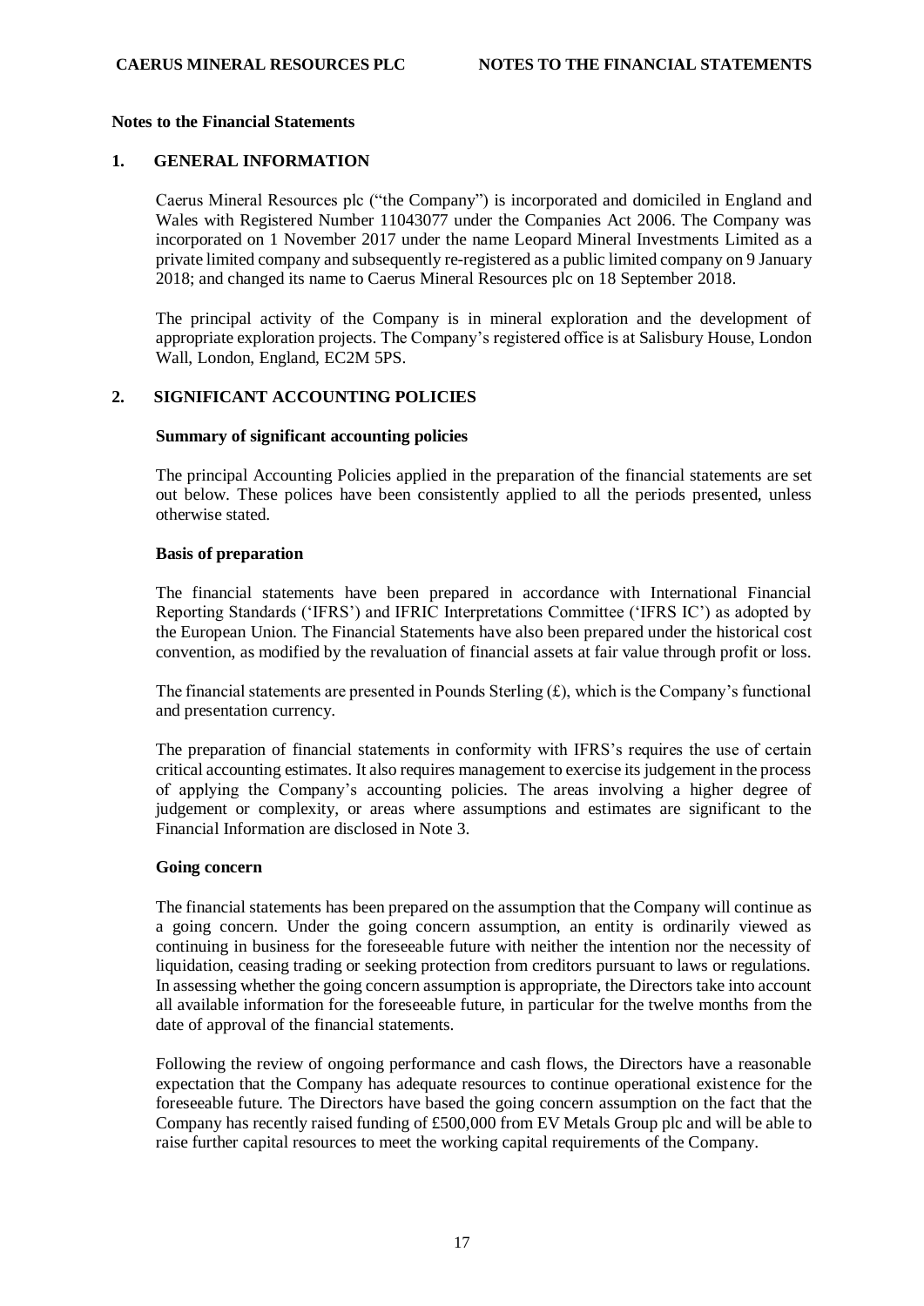## Notes to the Financial Statements

### 1. GENERAL INFORMATION

Caerus Mineral Resources plc ("the Company") is incorporated and domiciled in England and Wales with Registered Number 11043077 under the Companies Act 2006. The Company was incorporated on 1 November 2017 under the name Leopard Mineral Investments Limited as a private limited company and subsequently re-registered as a public limited company on 9 January 2018; and changed its name to Caerus Mineral Resources plc on 18 September 2018.

The principal activity of the Company is in mineral exploration and the development of appropriate exploration projects. The Company's registered office is at Salisbury House, London Wall, London, England, EC2M 5PS.

### 2. SIGNIFICANT ACCOUNTING POLICIES

**Summary of significant accounting policies**

The principal Accounting Policies applied in the preparation of the financial statements are set out below. These polices have been consistently applied to all the periods presented, unless otherwise stated.

**Basis of preparation**

The financial statements have been prepared in accordance with International Financial Reporting Standards ('IFRS') and IFRIC Interpretations Committee ('IFRS IC') as adopted by the European Union. The Financial Statements have also been prepared under the historical cost convention, as modified by the revaluation of financial assets at fair value through profit or loss.

The financial statements are presented in Pounds Sterling (£), which is the Company's functional and presentation currency.

The preparation of financial statements in conformity with IFRS's requires the use of certain critical accounting estimates. It also requires management to exercise its judgement in the process of applying the Company's accounting policies. The areas involving a higher degree of judgement or complexity, or areas where assumptions and estimates are significant to the Financial Information are disclosed in Note 3.

**Going concern**

The financial statements has been prepared on the assumption that the Company will continue as a going concern. Under the going concern assumption, an entity is ordinarily viewed as continuing in business for the foreseeable future with neither the intention nor the necessity of liquidation, ceasing trading or seeking protection from creditors pursuant to laws or regulations. In assessing whether the going concern assumption is appropriate, the Directors take into account all available information for the foreseeable future, in particular for the twelve months from the date of approval of the financial statements.

Following the review of ongoing performance and cash flows, the Directors have a reasonable expectation that the Company has adequate resources to continue operational existence for the foreseeable future. The Directors have based the going concern assumption on the fact that the Company has recently raised funding of £500,000 from EV Metals Group plc and will be able to raise further capital resources to meet the working capital requirements of the Company.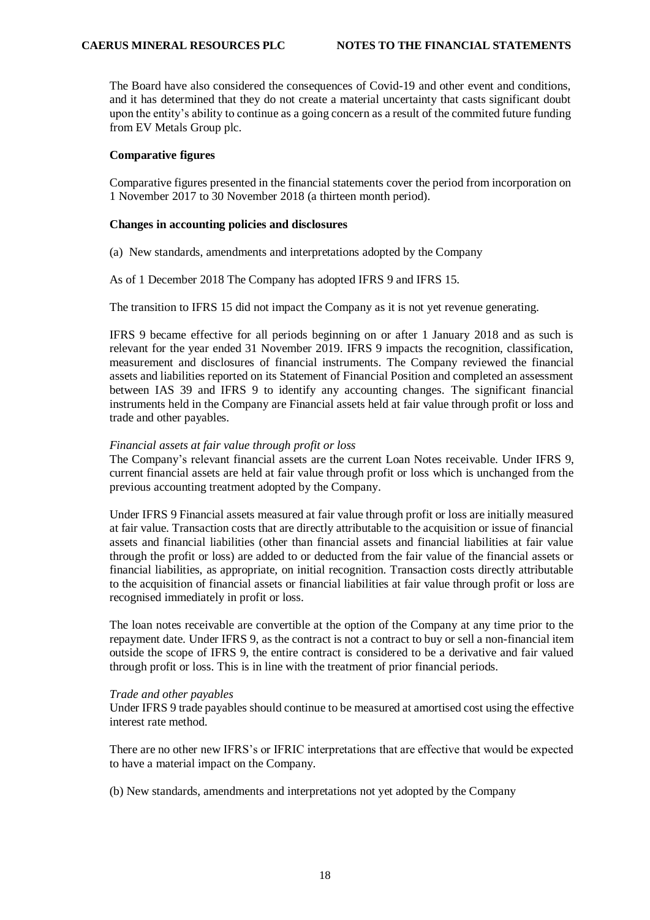The Board have also considered the consequences of Covid-19 and other event and conditions, and it has determined that they do not create a material uncertainty that casts significant doubt upon the entity's ability to continue as a going concern as a result of the commited future funding from EV Metals Group plc.

**Comparative figures**

Comparative figures presented in the financial statements cover the period from incorporation on 1 November 2017 to 30 November 2018 (a thirteen month period).

**Changes in accounting policies and disclosures**

(a) New standards, amendments and interpretations adopted by the Company

As of 1 December 2018 The Company has adopted IFRS 9 and IFRS 15.

The transition to IFRS 15 did not impact the Company as it is not yet revenue generating.

IFRS 9 became effective for all periods beginning on or after 1 January 2018 and as such is relevant for the year ended 31 November 2019. IFRS 9 impacts the recognition, classification, measurement and disclosures of financial instruments. The Company reviewed the financial assets and liabilities reported on its Statement of Financial Position and completed an assessment between IAS 39 and IFRS 9 to identify any accounting changes. The significant financial instruments held in the Company are Financial assets held at fair value through profit or loss and trade and other payables.

*Financial assets at fair value through profit or loss*
The Company's relevant financial assets are the current Loan Notes receivable. Under IFRS 9, current financial assets are held at fair value through profit or loss which is unchanged from the previous accounting treatment adopted by the Company.

Under IFRS 9 Financial assets measured at fair value through profit or loss are initially measured at fair value. Transaction costs that are directly attributable to the acquisition or issue of financial assets and financial liabilities (other than financial assets and financial liabilities at fair value through the profit or loss) are added to or deducted from the fair value of the financial assets or financial liabilities, as appropriate, on initial recognition. Transaction costs directly attributable to the acquisition of financial assets or financial liabilities at fair value through profit or loss are recognised immediately in profit or loss.

The loan notes receivable are convertible at the option of the Company at any time prior to the repayment date. Under IFRS 9, as the contract is not a contract to buy or sell a non-financial item outside the scope of IFRS 9, the entire contract is considered to be a derivative and fair valued through profit or loss. This is in line with the treatment of prior financial periods.

*Trade and other payables*
Under IFRS 9 trade payables should continue to be measured at amortised cost using the effective interest rate method.

There are no other new IFRS's or IFRIC interpretations that are effective that would be expected to have a material impact on the Company.

(b) New standards, amendments and interpretations not yet adopted by the Company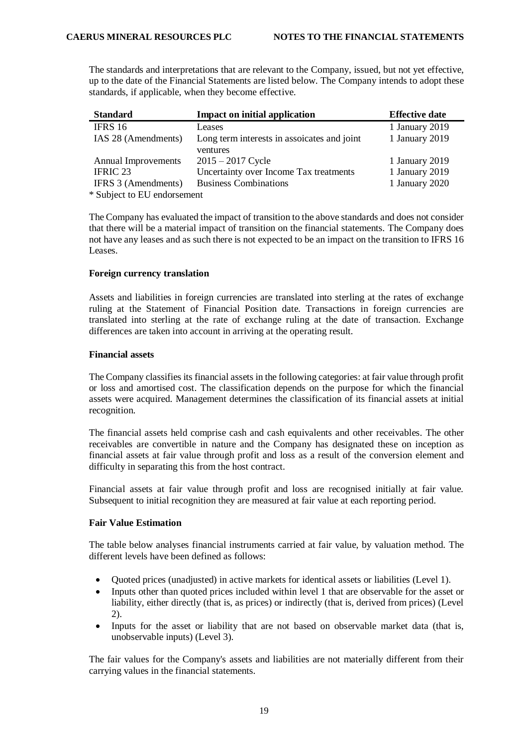The standards and interpretations that are relevant to the Company, issued, but not yet effective, up to the date of the Financial Statements are listed below. The Company intends to adopt these standards, if applicable, when they become effective.

| Standard | Impact on initial application | Effective date |
| --- | --- | --- |
| IFRS 16 | Leases | 1 January 2019 |
| IAS 28 (Amendments) | Long term interests in assoicates and joint ventures | 1 January 2019 |
| Annual Improvements | 2015 – 2017 Cycle | 1 January 2019 |
| IFRIC 23 | Uncertainty over Income Tax treatments | 1 January 2019 |
| IFRS 3 (Amendments) | Business Combinations | 1 January 2020 |

* Subject to EU endorsement

The Company has evaluated the impact of transition to the above standards and does not consider that there will be a material impact of transition on the financial statements. The Company does not have any leases and as such there is not expected to be an impact on the transition to IFRS 16 Leases.

**Foreign currency translation**

Assets and liabilities in foreign currencies are translated into sterling at the rates of exchange ruling at the Statement of Financial Position date. Transactions in foreign currencies are translated into sterling at the rate of exchange ruling at the date of transaction. Exchange differences are taken into account in arriving at the operating result.

**Financial assets**

The Company classifies its financial assets in the following categories: at fair value through profit or loss and amortised cost. The classification depends on the purpose for which the financial assets were acquired. Management determines the classification of its financial assets at initial recognition.

The financial assets held comprise cash and cash equivalents and other receivables. The other receivables are convertible in nature and the Company has designated these on inception as financial assets at fair value through profit and loss as a result of the conversion element and difficulty in separating this from the host contract.

Financial assets at fair value through profit and loss are recognised initially at fair value. Subsequent to initial recognition they are measured at fair value at each reporting period.

**Fair Value Estimation**

The table below analyses financial instruments carried at fair value, by valuation method. The different levels have been defined as follows:

- Quoted prices (unadjusted) in active markets for identical assets or liabilities (Level 1).
- Inputs other than quoted prices included within level 1 that are observable for the asset or liability, either directly (that is, as prices) or indirectly (that is, derived from prices) (Level 2).
- Inputs for the asset or liability that are not based on observable market data (that is, unobservable inputs) (Level 3).

The fair values for the Company's assets and liabilities are not materially different from their carrying values in the financial statements.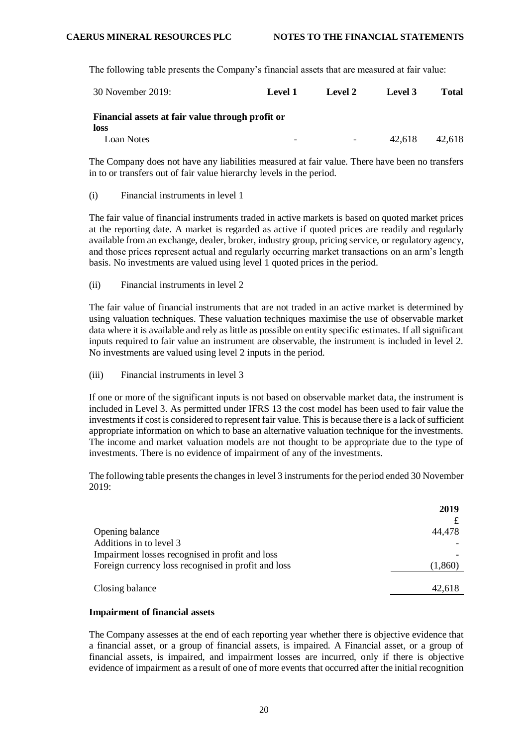The following table presents the Company's financial assets that are measured at fair value:

| 30 November 2019: | Level 1 | Level 2 | Level 3 | Total |
|---|---|---|---|---|
| **Financial assets at fair value through profit or loss** | | | | |
| Loan Notes | - | - | 42,618 | 42,618 |

The Company does not have any liabilities measured at fair value. There have been no transfers in to or transfers out of fair value hierarchy levels in the period.

(i) Financial instruments in level 1

The fair value of financial instruments traded in active markets is based on quoted market prices at the reporting date. A market is regarded as active if quoted prices are readily and regularly available from an exchange, dealer, broker, industry group, pricing service, or regulatory agency, and those prices represent actual and regularly occurring market transactions on an arm's length basis. No investments are valued using level 1 quoted prices in the period.

(ii) Financial instruments in level 2

The fair value of financial instruments that are not traded in an active market is determined by using valuation techniques. These valuation techniques maximise the use of observable market data where it is available and rely as little as possible on entity specific estimates. If all significant inputs required to fair value an instrument are observable, the instrument is included in level 2. No investments are valued using level 2 inputs in the period.

(iii) Financial instruments in level 3

If one or more of the significant inputs is not based on observable market data, the instrument is included in Level 3. As permitted under IFRS 13 the cost model has been used to fair value the investments if cost is considered to represent fair value. This is because there is a lack of sufficient appropriate information on which to base an alternative valuation technique for the investments. The income and market valuation models are not thought to be appropriate due to the type of investments. There is no evidence of impairment of any of the investments.

The following table presents the changes in level 3 instruments for the period ended 30 November 2019:

| | 2019 |
|---|---|
| | £ |
| Opening balance | 44,478 |
| Additions in to level 3 | - |
| Impairment losses recognised in profit and loss | - |
| Foreign currency loss recognised in profit and loss | (1,860) |
| Closing balance | 42,618 |

**Impairment of financial assets**

The Company assesses at the end of each reporting year whether there is objective evidence that a financial asset, or a group of financial assets, is impaired. A Financial asset, or a group of financial assets, is impaired, and impairment losses are incurred, only if there is objective evidence of impairment as a result of one of more events that occurred after the initial recognition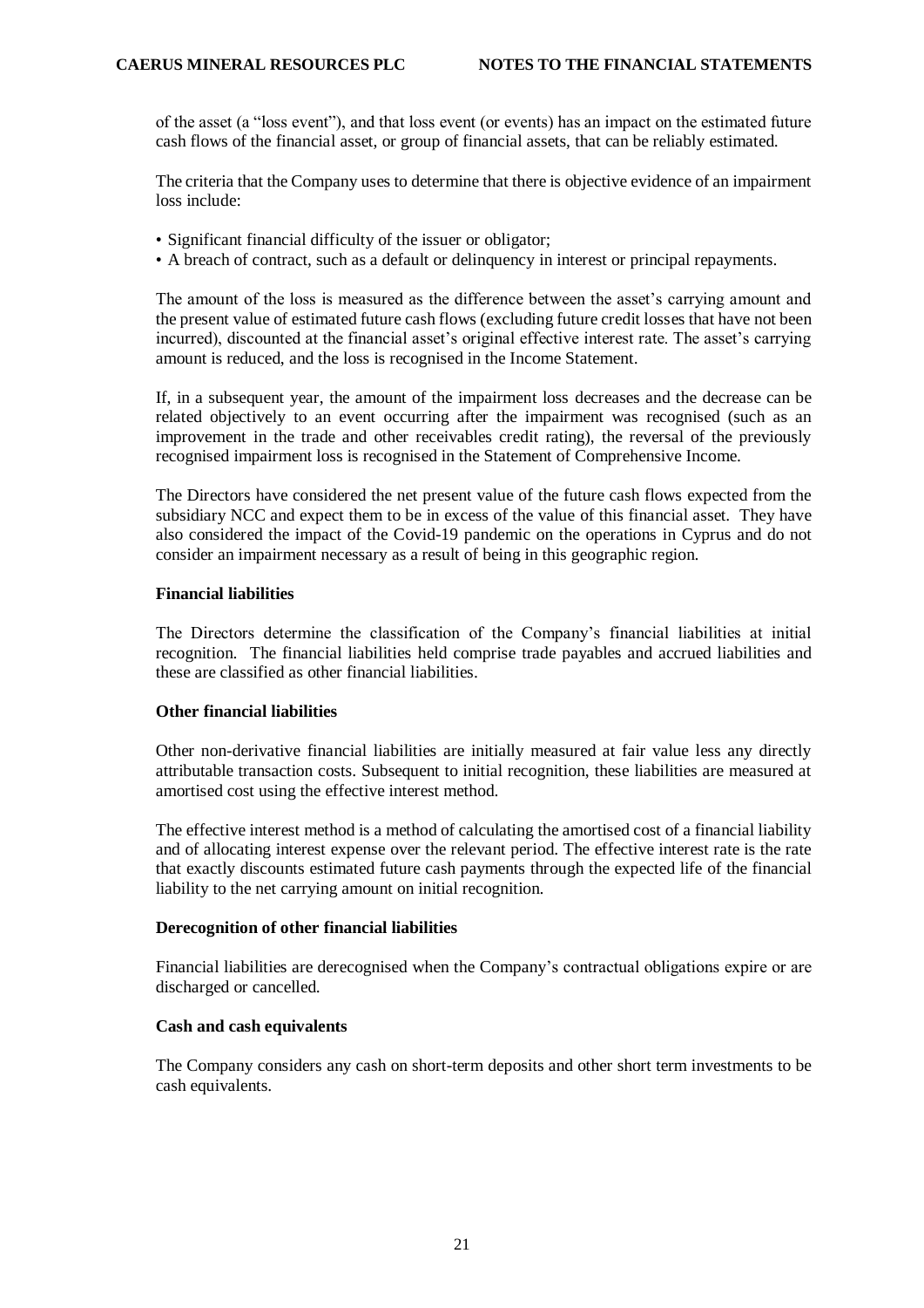of the asset (a "loss event"), and that loss event (or events) has an impact on the estimated future cash flows of the financial asset, or group of financial assets, that can be reliably estimated.

The criteria that the Company uses to determine that there is objective evidence of an impairment loss include:

- Significant financial difficulty of the issuer or obligator;
- A breach of contract, such as a default or delinquency in interest or principal repayments.

The amount of the loss is measured as the difference between the asset's carrying amount and the present value of estimated future cash flows (excluding future credit losses that have not been incurred), discounted at the financial asset's original effective interest rate. The asset's carrying amount is reduced, and the loss is recognised in the Income Statement.

If, in a subsequent year, the amount of the impairment loss decreases and the decrease can be related objectively to an event occurring after the impairment was recognised (such as an improvement in the trade and other receivables credit rating), the reversal of the previously recognised impairment loss is recognised in the Statement of Comprehensive Income.

The Directors have considered the net present value of the future cash flows expected from the subsidiary NCC and expect them to be in excess of the value of this financial asset. They have also considered the impact of the Covid-19 pandemic on the operations in Cyprus and do not consider an impairment necessary as a result of being in this geographic region.

**Financial liabilities**

The Directors determine the classification of the Company's financial liabilities at initial recognition. The financial liabilities held comprise trade payables and accrued liabilities and these are classified as other financial liabilities.

**Other financial liabilities**

Other non-derivative financial liabilities are initially measured at fair value less any directly attributable transaction costs. Subsequent to initial recognition, these liabilities are measured at amortised cost using the effective interest method.

The effective interest method is a method of calculating the amortised cost of a financial liability and of allocating interest expense over the relevant period. The effective interest rate is the rate that exactly discounts estimated future cash payments through the expected life of the financial liability to the net carrying amount on initial recognition.

**Derecognition of other financial liabilities**

Financial liabilities are derecognised when the Company's contractual obligations expire or are discharged or cancelled.

**Cash and cash equivalents**

The Company considers any cash on short-term deposits and other short term investments to be cash equivalents.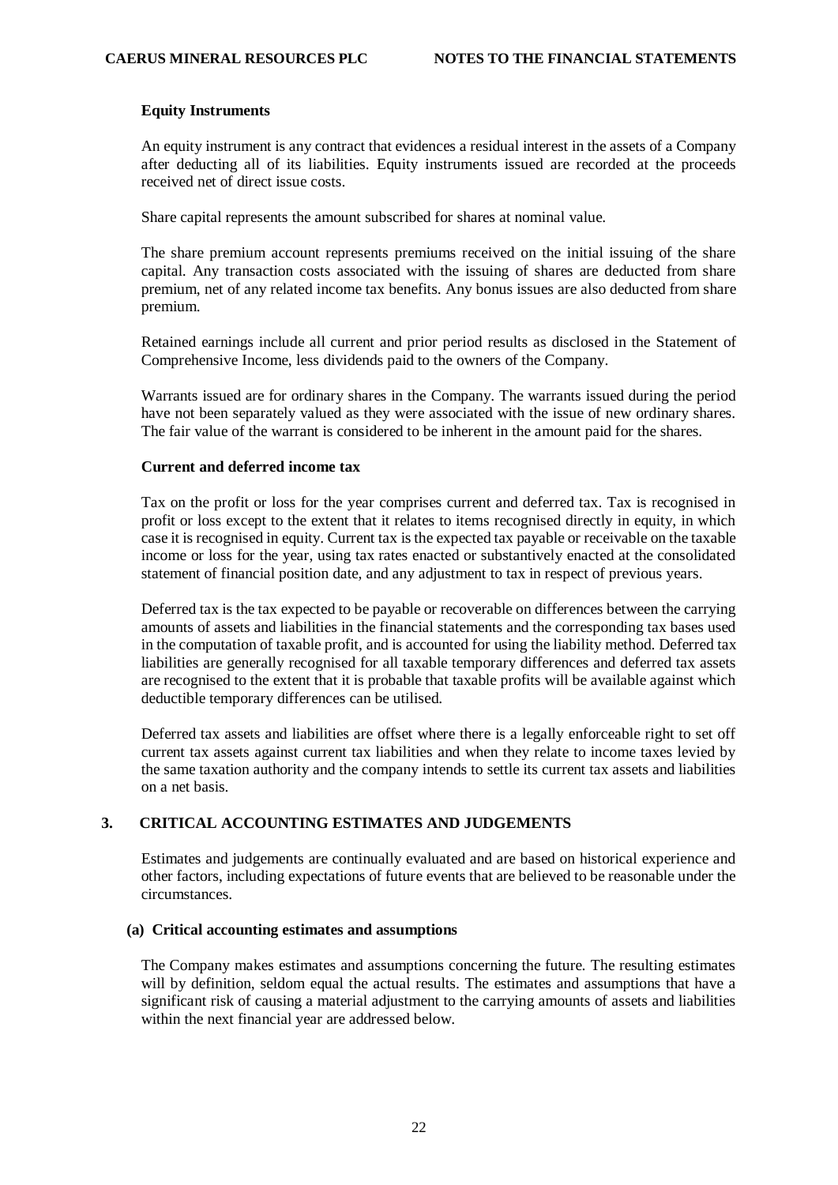**Equity Instruments**

An equity instrument is any contract that evidences a residual interest in the assets of a Company after deducting all of its liabilities. Equity instruments issued are recorded at the proceeds received net of direct issue costs.

Share capital represents the amount subscribed for shares at nominal value.

The share premium account represents premiums received on the initial issuing of the share capital. Any transaction costs associated with the issuing of shares are deducted from share premium, net of any related income tax benefits. Any bonus issues are also deducted from share premium.

Retained earnings include all current and prior period results as disclosed in the Statement of Comprehensive Income, less dividends paid to the owners of the Company.

Warrants issued are for ordinary shares in the Company. The warrants issued during the period have not been separately valued as they were associated with the issue of new ordinary shares. The fair value of the warrant is considered to be inherent in the amount paid for the shares.

**Current and deferred income tax**

Tax on the profit or loss for the year comprises current and deferred tax. Tax is recognised in profit or loss except to the extent that it relates to items recognised directly in equity, in which case it is recognised in equity. Current tax is the expected tax payable or receivable on the taxable income or loss for the year, using tax rates enacted or substantively enacted at the consolidated statement of financial position date, and any adjustment to tax in respect of previous years.

Deferred tax is the tax expected to be payable or recoverable on differences between the carrying amounts of assets and liabilities in the financial statements and the corresponding tax bases used in the computation of taxable profit, and is accounted for using the liability method. Deferred tax liabilities are generally recognised for all taxable temporary differences and deferred tax assets are recognised to the extent that it is probable that taxable profits will be available against which deductible temporary differences can be utilised.

Deferred tax assets and liabilities are offset where there is a legally enforceable right to set off current tax assets against current tax liabilities and when they relate to income taxes levied by the same taxation authority and the company intends to settle its current tax assets and liabilities on a net basis.

## 3. CRITICAL ACCOUNTING ESTIMATES AND JUDGEMENTS

Estimates and judgements are continually evaluated and are based on historical experience and other factors, including expectations of future events that are believed to be reasonable under the circumstances.

### (a) Critical accounting estimates and assumptions

The Company makes estimates and assumptions concerning the future. The resulting estimates will by definition, seldom equal the actual results. The estimates and assumptions that have a significant risk of causing a material adjustment to the carrying amounts of assets and liabilities within the next financial year are addressed below.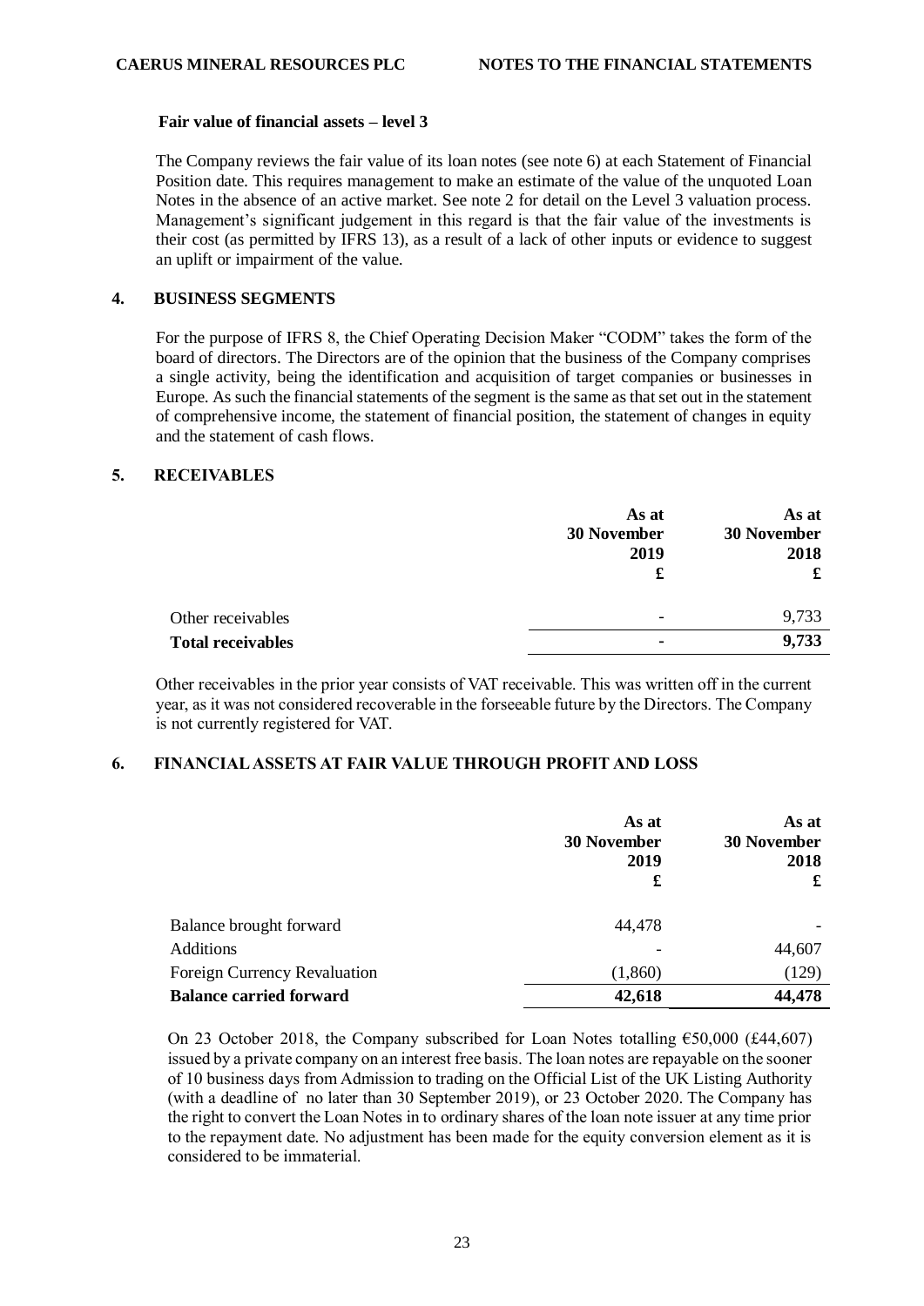### Fair value of financial assets – level 3

The Company reviews the fair value of its loan notes (see note 6) at each Statement of Financial Position date. This requires management to make an estimate of the value of the unquoted Loan Notes in the absence of an active market. See note 2 for detail on the Level 3 valuation process. Management's significant judgement in this regard is that the fair value of the investments is their cost (as permitted by IFRS 13), as a result of a lack of other inputs or evidence to suggest an uplift or impairment of the value.

## 4. BUSINESS SEGMENTS

For the purpose of IFRS 8, the Chief Operating Decision Maker "CODM" takes the form of the board of directors. The Directors are of the opinion that the business of the Company comprises a single activity, being the identification and acquisition of target companies or businesses in Europe. As such the financial statements of the segment is the same as that set out in the statement of comprehensive income, the statement of financial position, the statement of changes in equity and the statement of cash flows.

## 5. RECEIVABLES

| | As at 30 November 2019 £ | As at 30 November 2018 £ |
|---|---|---|
| Other receivables | - | 9,733 |
| **Total receivables** | **-** | **9,733** |

Other receivables in the prior year consists of VAT receivable. This was written off in the current year, as it was not considered recoverable in the forseeable future by the Directors. The Company is not currently registered for VAT.

## 6. FINANCIAL ASSETS AT FAIR VALUE THROUGH PROFIT AND LOSS

| | As at 30 November 2019 £ | As at 30 November 2018 £ |
|---|---|---|
| Balance brought forward | 44,478 | - |
| Additions | - | 44,607 |
| Foreign Currency Revaluation | (1,860) | (129) |
| **Balance carried forward** | **42,618** | **44,478** |

On 23 October 2018, the Company subscribed for Loan Notes totalling €50,000 (£44,607) issued by a private company on an interest free basis. The loan notes are repayable on the sooner of 10 business days from Admission to trading on the Official List of the UK Listing Authority (with a deadline of no later than 30 September 2019), or 23 October 2020. The Company has the right to convert the Loan Notes in to ordinary shares of the loan note issuer at any time prior to the repayment date. No adjustment has been made for the equity conversion element as it is considered to be immaterial.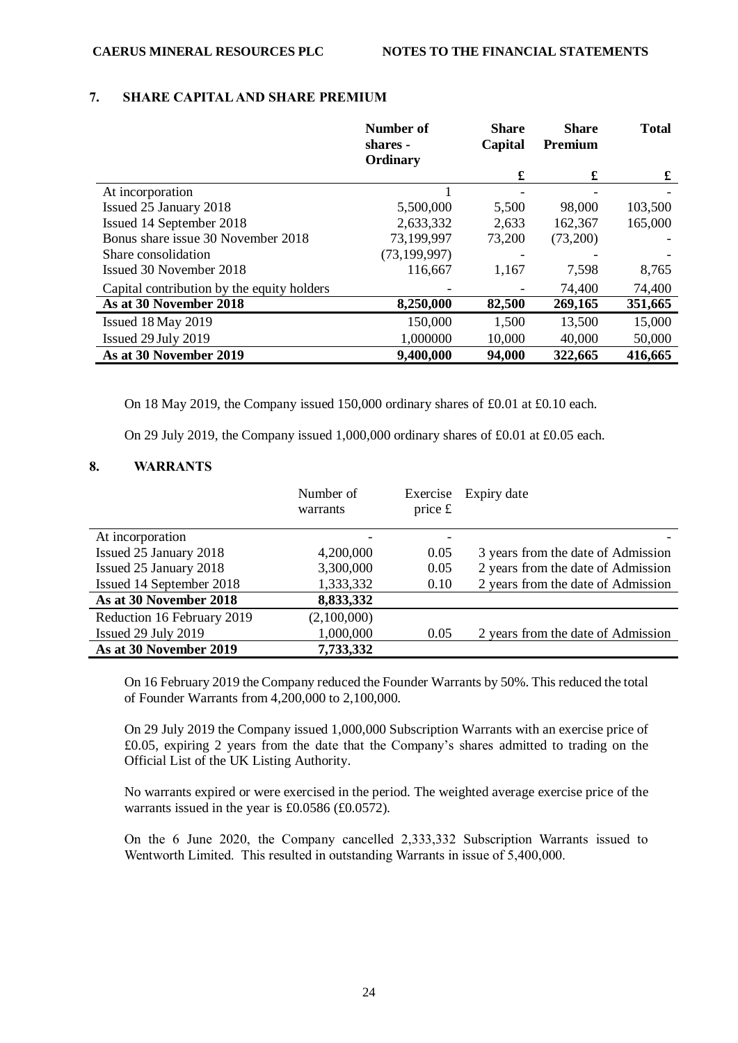## 7. SHARE CAPITAL AND SHARE PREMIUM

| | Number of shares - Ordinary | Share Capital | Share Premium | Total |
|---|---|---|---|---|
| | | £ | £ | £ |
| At incorporation | 1 | - | - | - |
| Issued 25 January 2018 | 5,500,000 | 5,500 | 98,000 | 103,500 |
| Issued 14 September 2018 | 2,633,332 | 2,633 | 162,367 | 165,000 |
| Bonus share issue 30 November 2018 | 73,199,997 | 73,200 | (73,200) | - |
| Share consolidation | (73,199,997) | - | - | - |
| Issued 30 November 2018 | 116,667 | 1,167 | 7,598 | 8,765 |
| Capital contribution by the equity holders | - | - | 74,400 | 74,400 |
| **As at 30 November 2018** | **8,250,000** | **82,500** | **269,165** | **351,665** |
| Issued 18 May 2019 | 150,000 | 1,500 | 13,500 | 15,000 |
| Issued 29 July 2019 | 1,000000 | 10,000 | 40,000 | 50,000 |
| **As at 30 November 2019** | **9,400,000** | **94,000** | **322,665** | **416,665** |

On 18 May 2019, the Company issued 150,000 ordinary shares of £0.01 at £0.10 each.

On 29 July 2019, the Company issued 1,000,000 ordinary shares of £0.01 at £0.05 each.

## 8. WARRANTS

| | Number of warrants | Exercise price £ | Expiry date |
|---|---|---|---|
| At incorporation | - | - | - |
| Issued 25 January 2018 | 4,200,000 | 0.05 | 3 years from the date of Admission |
| Issued 25 January 2018 | 3,300,000 | 0.05 | 2 years from the date of Admission |
| Issued 14 September 2018 | 1,333,332 | 0.10 | 2 years from the date of Admission |
| **As at 30 November 2018** | **8,833,332** | | |
| Reduction 16 February 2019 | (2,100,000) | | |
| Issued 29 July 2019 | 1,000,000 | 0.05 | 2 years from the date of Admission |
| **As at 30 November 2019** | **7,733,332** | | |

On 16 February 2019 the Company reduced the Founder Warrants by 50%. This reduced the total of Founder Warrants from 4,200,000 to 2,100,000.

On 29 July 2019 the Company issued 1,000,000 Subscription Warrants with an exercise price of £0.05, expiring 2 years from the date that the Company's shares admitted to trading on the Official List of the UK Listing Authority.

No warrants expired or were exercised in the period. The weighted average exercise price of the warrants issued in the year is £0.0586 (£0.0572).

On the 6 June 2020, the Company cancelled 2,333,332 Subscription Warrants issued to Wentworth Limited. This resulted in outstanding Warrants in issue of 5,400,000.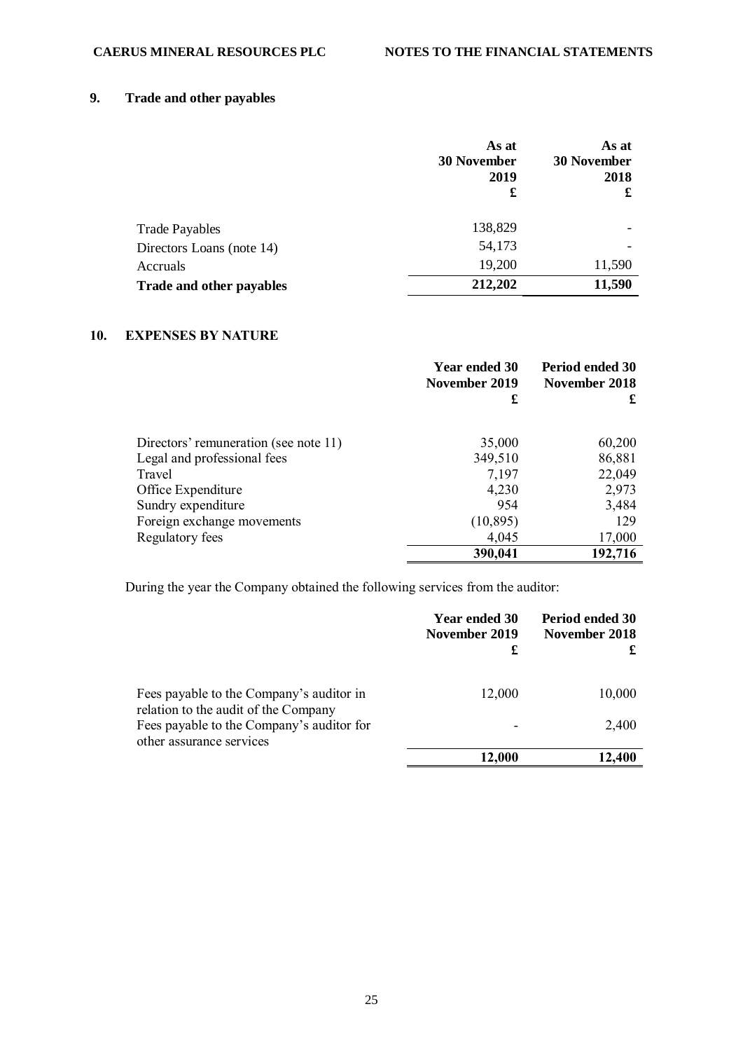## 9. Trade and other payables

| | As at 30 November 2019 £ | As at 30 November 2018 £ |
|---|---|---|
| Trade Payables | 138,829 | - |
| Directors Loans (note 14) | 54,173 | - |
| Accruals | 19,200 | 11,590 |
| **Trade and other payables** | **212,202** | **11,590** |

## 10. EXPENSES BY NATURE

| | Year ended 30 November 2019 £ | Period ended 30 November 2018 £ |
|---|---|---|
| Directors' remuneration (see note 11) | 35,000 | 60,200 |
| Legal and professional fees | 349,510 | 86,881 |
| Travel | 7,197 | 22,049 |
| Office Expenditure | 4,230 | 2,973 |
| Sundry expenditure | 954 | 3,484 |
| Foreign exchange movements | (10,895) | 129 |
| Regulatory fees | 4,045 | 17,000 |
| | **390,041** | **192,716** |

During the year the Company obtained the following services from the auditor:

| | Year ended 30 November 2019 £ | Period ended 30 November 2018 £ |
|---|---|---|
| Fees payable to the Company's auditor in relation to the audit of the Company | 12,000 | 10,000 |
| Fees payable to the Company's auditor for other assurance services | - | 2,400 |
| | **12,000** | **12,400** |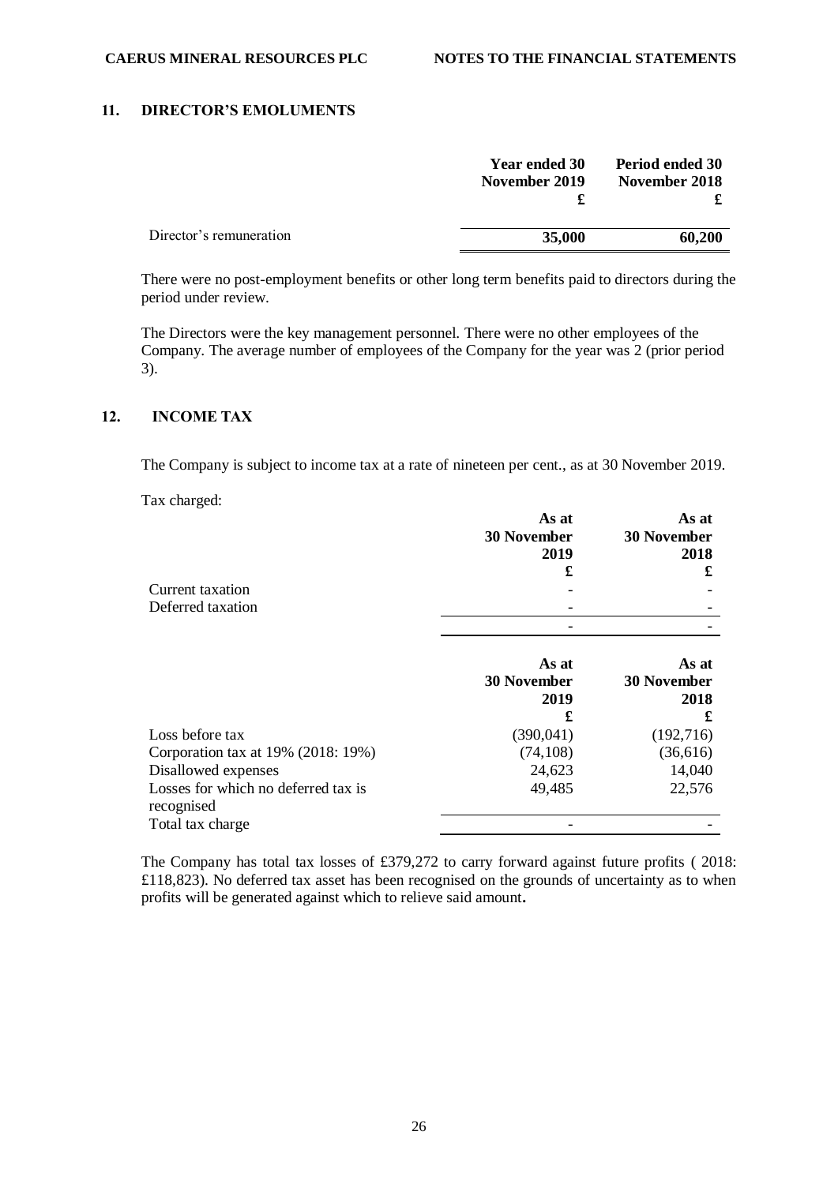## 11. DIRECTOR'S EMOLUMENTS

| | Year ended 30 November 2019 £ | Period ended 30 November 2018 £ |
|---|---|---|
| Director's remuneration | **35,000** | **60,200** |

There were no post-employment benefits or other long term benefits paid to directors during the period under review.

The Directors were the key management personnel. There were no other employees of the Company. The average number of employees of the Company for the year was 2 (prior period 3).

## 12. INCOME TAX

The Company is subject to income tax at a rate of nineteen per cent., as at 30 November 2019.

Tax charged:

| | As at 30 November 2019 £ | As at 30 November 2018 £ |
|---|---|---|
| Current taxation | - | - |
| Deferred taxation | - | - |
| | - | - |

| | As at 30 November 2019 £ | As at 30 November 2018 £ |
|---|---|---|
| Loss before tax | (390,041) | (192,716) |
| Corporation tax at 19% (2018: 19%) | (74,108) | (36,616) |
| Disallowed expenses | 24,623 | 14,040 |
| Losses for which no deferred tax is recognised | 49,485 | 22,576 |
| Total tax charge | - | - |

The Company has total tax losses of £379,272 to carry forward against future profits ( 2018: £118,823). No deferred tax asset has been recognised on the grounds of uncertainty as to when profits will be generated against which to relieve said amount**.**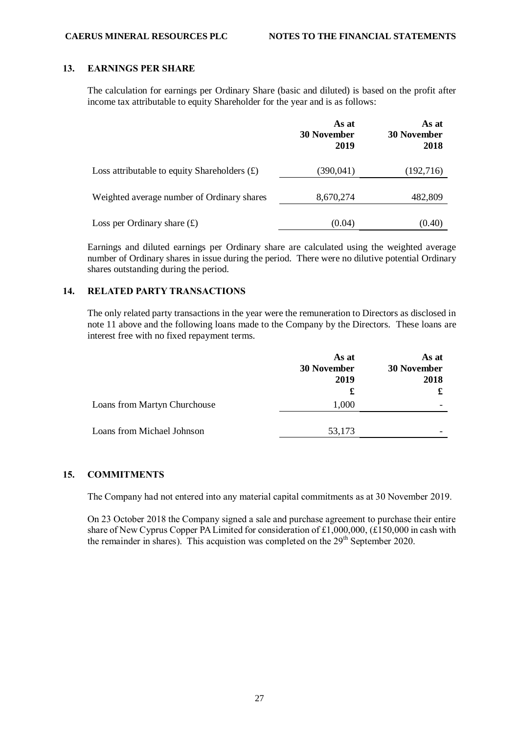## 13. EARNINGS PER SHARE

The calculation for earnings per Ordinary Share (basic and diluted) is based on the profit after income tax attributable to equity Shareholder for the year and is as follows:

| | As at 30 November 2019 | As at 30 November 2018 |
|---|---|---|
| Loss attributable to equity Shareholders (£) | (390,041) | (192,716) |
| Weighted average number of Ordinary shares | 8,670,274 | 482,809 |
| Loss per Ordinary share (£) | (0.04) | (0.40) |

Earnings and diluted earnings per Ordinary share are calculated using the weighted average number of Ordinary shares in issue during the period. There were no dilutive potential Ordinary shares outstanding during the period.

## 14. RELATED PARTY TRANSACTIONS

The only related party transactions in the year were the remuneration to Directors as disclosed in note 11 above and the following loans made to the Company by the Directors. These loans are interest free with no fixed repayment terms.

| | As at 30 November 2019 £ | As at 30 November 2018 £ |
|---|---|---|
| Loans from Martyn Churchouse | 1,000 | - |
| Loans from Michael Johnson | 53,173 | - |

## 15. COMMITMENTS

The Company had not entered into any material capital commitments as at 30 November 2019.

On 23 October 2018 the Company signed a sale and purchase agreement to purchase their entire share of New Cyprus Copper PA Limited for consideration of £1,000,000, (£150,000 in cash with the remainder in shares). This acquistion was completed on the 29th September 2020.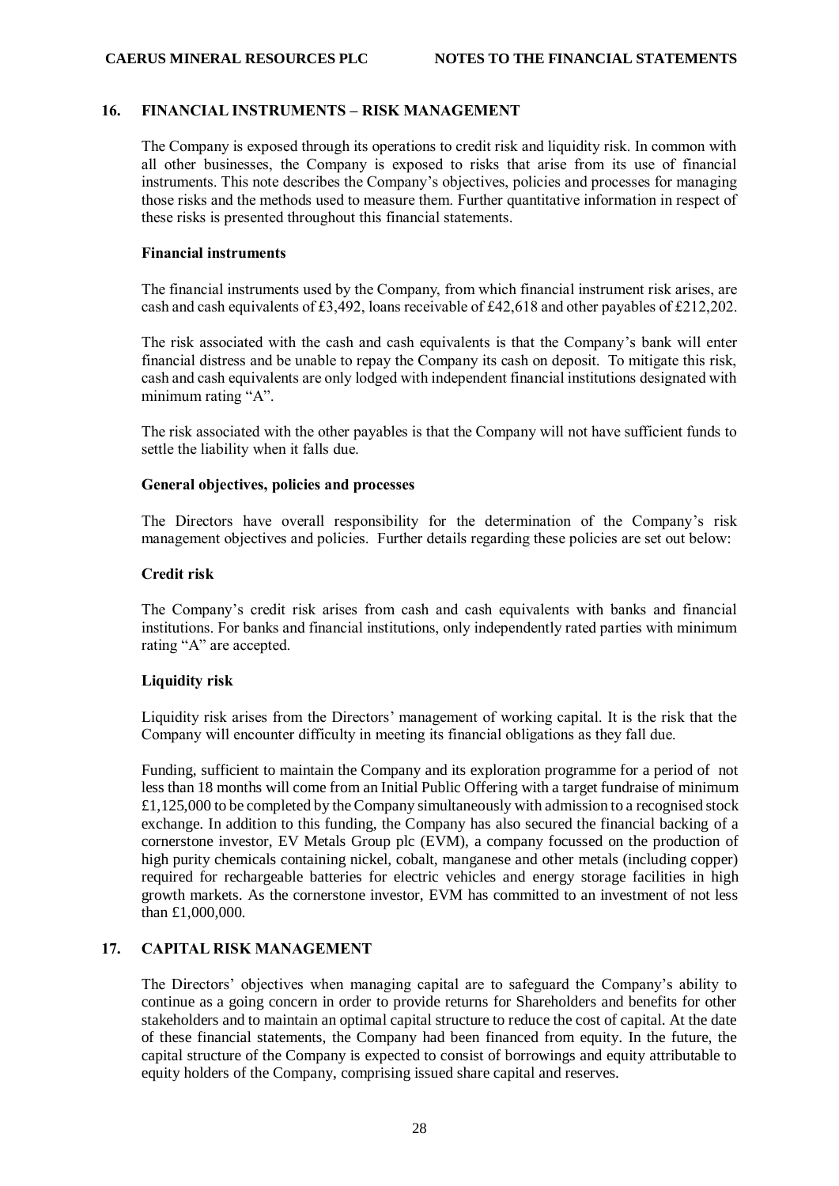## 16. FINANCIAL INSTRUMENTS – RISK MANAGEMENT

The Company is exposed through its operations to credit risk and liquidity risk. In common with all other businesses, the Company is exposed to risks that arise from its use of financial instruments. This note describes the Company's objectives, policies and processes for managing those risks and the methods used to measure them. Further quantitative information in respect of these risks is presented throughout this financial statements.

**Financial instruments**

The financial instruments used by the Company, from which financial instrument risk arises, are cash and cash equivalents of £3,492, loans receivable of £42,618 and other payables of £212,202.

The risk associated with the cash and cash equivalents is that the Company's bank will enter financial distress and be unable to repay the Company its cash on deposit. To mitigate this risk, cash and cash equivalents are only lodged with independent financial institutions designated with minimum rating "A".

The risk associated with the other payables is that the Company will not have sufficient funds to settle the liability when it falls due.

**General objectives, policies and processes**

The Directors have overall responsibility for the determination of the Company's risk management objectives and policies. Further details regarding these policies are set out below:

**Credit risk**

The Company's credit risk arises from cash and cash equivalents with banks and financial institutions. For banks and financial institutions, only independently rated parties with minimum rating "A" are accepted.

**Liquidity risk**

Liquidity risk arises from the Directors' management of working capital. It is the risk that the Company will encounter difficulty in meeting its financial obligations as they fall due.

Funding, sufficient to maintain the Company and its exploration programme for a period of not less than 18 months will come from an Initial Public Offering with a target fundraise of minimum £1,125,000 to be completed by the Company simultaneously with admission to a recognised stock exchange. In addition to this funding, the Company has also secured the financial backing of a cornerstone investor, EV Metals Group plc (EVM), a company focussed on the production of high purity chemicals containing nickel, cobalt, manganese and other metals (including copper) required for rechargeable batteries for electric vehicles and energy storage facilities in high growth markets. As the cornerstone investor, EVM has committed to an investment of not less than £1,000,000.

## 17. CAPITAL RISK MANAGEMENT

The Directors' objectives when managing capital are to safeguard the Company's ability to continue as a going concern in order to provide returns for Shareholders and benefits for other stakeholders and to maintain an optimal capital structure to reduce the cost of capital. At the date of these financial statements, the Company had been financed from equity. In the future, the capital structure of the Company is expected to consist of borrowings and equity attributable to equity holders of the Company, comprising issued share capital and reserves.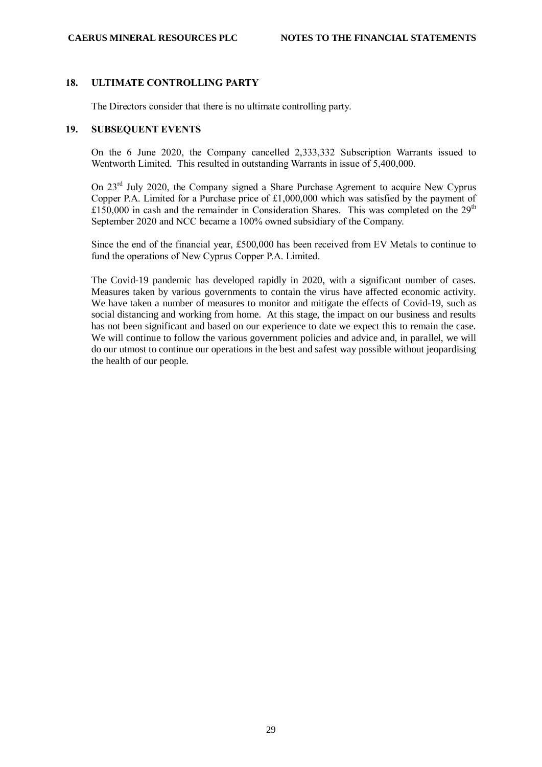## 18. ULTIMATE CONTROLLING PARTY

The Directors consider that there is no ultimate controlling party.

## 19. SUBSEQUENT EVENTS

On the 6 June 2020, the Company cancelled 2,333,332 Subscription Warrants issued to Wentworth Limited. This resulted in outstanding Warrants in issue of 5,400,000.

On 23rd July 2020, the Company signed a Share Purchase Agrement to acquire New Cyprus Copper P.A. Limited for a Purchase price of £1,000,000 which was satisfied by the payment of £150,000 in cash and the remainder in Consideration Shares. This was completed on the 29th September 2020 and NCC became a 100% owned subsidiary of the Company.

Since the end of the financial year, £500,000 has been received from EV Metals to continue to fund the operations of New Cyprus Copper P.A. Limited.

The Covid-19 pandemic has developed rapidly in 2020, with a significant number of cases. Measures taken by various governments to contain the virus have affected economic activity. We have taken a number of measures to monitor and mitigate the effects of Covid-19, such as social distancing and working from home. At this stage, the impact on our business and results has not been significant and based on our experience to date we expect this to remain the case. We will continue to follow the various government policies and advice and, in parallel, we will do our utmost to continue our operations in the best and safest way possible without jeopardising the health of our people.